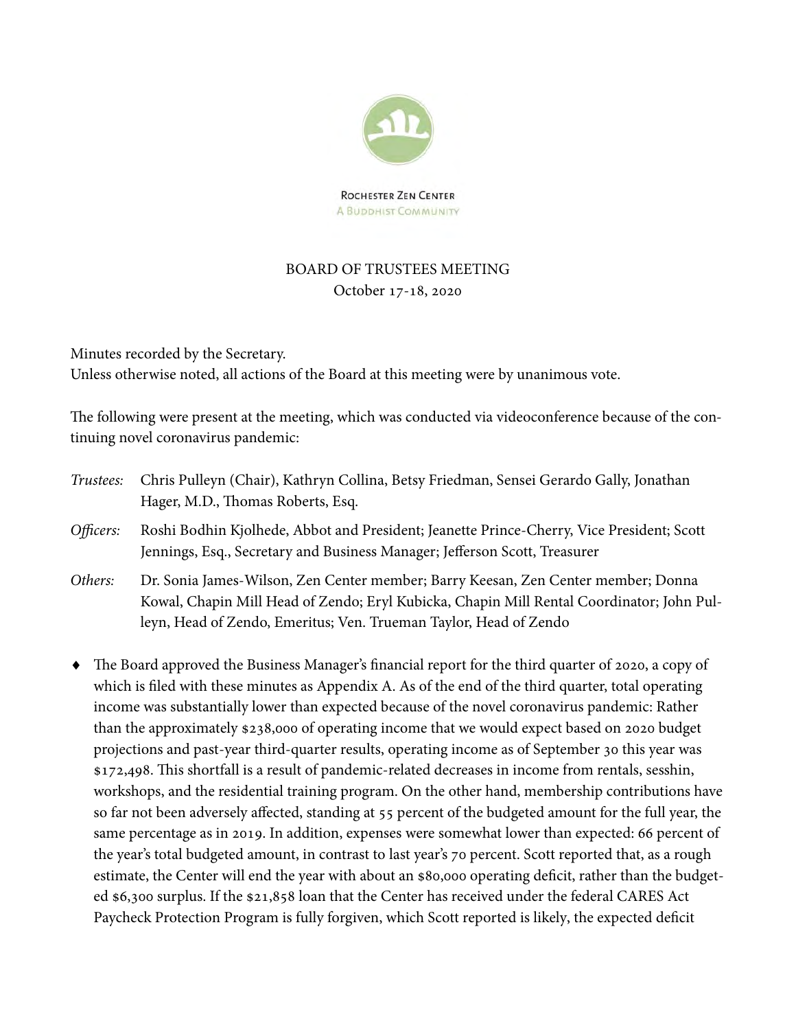Rochester Zen Center
A Buddhist Community

# BOARD OF TRUSTEES MEETING

October 17-18, 2020

Minutes recorded by the Secretary.
Unless otherwise noted, all actions of the Board at this meeting were by unanimous vote.

The following were present at the meeting, which was conducted via videoconference because of the continuing novel coronavirus pandemic:

*Trustees:* Chris Pulleyn (Chair), Kathryn Collina, Betsy Friedman, Sensei Gerardo Gally, Jonathan Hager, M.D., Thomas Roberts, Esq.

*Officers:* Roshi Bodhin Kjolhede, Abbot and President; Jeanette Prince-Cherry, Vice President; Scott Jennings, Esq., Secretary and Business Manager; Jefferson Scott, Treasurer

*Others:* Dr. Sonia James-Wilson, Zen Center member; Barry Keesan, Zen Center member; Donna Kowal, Chapin Mill Head of Zendo; Eryl Kubicka, Chapin Mill Rental Coordinator; John Pulleyn, Head of Zendo, Emeritus; Ven. Trueman Taylor, Head of Zendo

- The Board approved the Business Manager's financial report for the third quarter of 2020, a copy of which is filed with these minutes as Appendix A. As of the end of the third quarter, total operating income was substantially lower than expected because of the novel coronavirus pandemic: Rather than the approximately $238,000 of operating income that we would expect based on 2020 budget projections and past-year third-quarter results, operating income as of September 30 this year was $172,498. This shortfall is a result of pandemic-related decreases in income from rentals, sesshin, workshops, and the residential training program. On the other hand, membership contributions have so far not been adversely affected, standing at 55 percent of the budgeted amount for the full year, the same percentage as in 2019. In addition, expenses were somewhat lower than expected: 66 percent of the year's total budgeted amount, in contrast to last year's 70 percent. Scott reported that, as a rough estimate, the Center will end the year with about an $80,000 operating deficit, rather than the budgeted $6,300 surplus. If the $21,858 loan that the Center has received under the federal CARES Act Paycheck Protection Program is fully forgiven, which Scott reported is likely, the expected deficit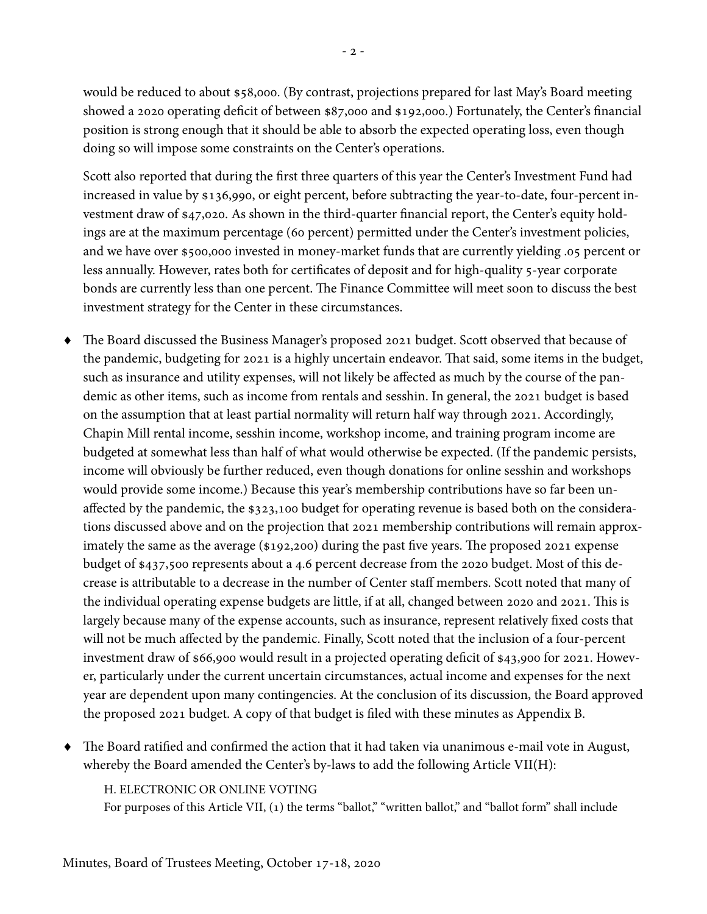would be reduced to about $58,000. (By contrast, projections prepared for last May's Board meeting showed a 2020 operating deficit of between $87,000 and $192,000.) Fortunately, the Center's financial position is strong enough that it should be able to absorb the expected operating loss, even though doing so will impose some constraints on the Center's operations.

Scott also reported that during the first three quarters of this year the Center's Investment Fund had increased in value by $136,990, or eight percent, before subtracting the year-to-date, four-percent investment draw of $47,020. As shown in the third-quarter financial report, the Center's equity holdings are at the maximum percentage (60 percent) permitted under the Center's investment policies, and we have over $500,000 invested in money-market funds that are currently yielding .05 percent or less annually. However, rates both for certificates of deposit and for high-quality 5-year corporate bonds are currently less than one percent. The Finance Committee will meet soon to discuss the best investment strategy for the Center in these circumstances.

- The Board discussed the Business Manager's proposed 2021 budget. Scott observed that because of the pandemic, budgeting for 2021 is a highly uncertain endeavor. That said, some items in the budget, such as insurance and utility expenses, will not likely be affected as much by the course of the pandemic as other items, such as income from rentals and sesshin. In general, the 2021 budget is based on the assumption that at least partial normality will return half way through 2021. Accordingly, Chapin Mill rental income, sesshin income, workshop income, and training program income are budgeted at somewhat less than half of what would otherwise be expected. (If the pandemic persists, income will obviously be further reduced, even though donations for online sesshin and workshops would provide some income.) Because this year's membership contributions have so far been unaffected by the pandemic, the $323,100 budget for operating revenue is based both on the considerations discussed above and on the projection that 2021 membership contributions will remain approximately the same as the average ($192,200) during the past five years. The proposed 2021 expense budget of $437,500 represents about a 4.6 percent decrease from the 2020 budget. Most of this decrease is attributable to a decrease in the number of Center staff members. Scott noted that many of the individual operating expense budgets are little, if at all, changed between 2020 and 2021. This is largely because many of the expense accounts, such as insurance, represent relatively fixed costs that will not be much affected by the pandemic. Finally, Scott noted that the inclusion of a four-percent investment draw of $66,900 would result in a projected operating deficit of $43,900 for 2021. However, particularly under the current uncertain circumstances, actual income and expenses for the next year are dependent upon many contingencies. At the conclusion of its discussion, the Board approved the proposed 2021 budget. A copy of that budget is filed with these minutes as Appendix B.

- The Board ratified and confirmed the action that it had taken via unanimous e-mail vote in August, whereby the Board amended the Center's by-laws to add the following Article VII(H):

  H. ELECTRONIC OR ONLINE VOTING
  For purposes of this Article VII, (1) the terms "ballot," "written ballot," and "ballot form" shall include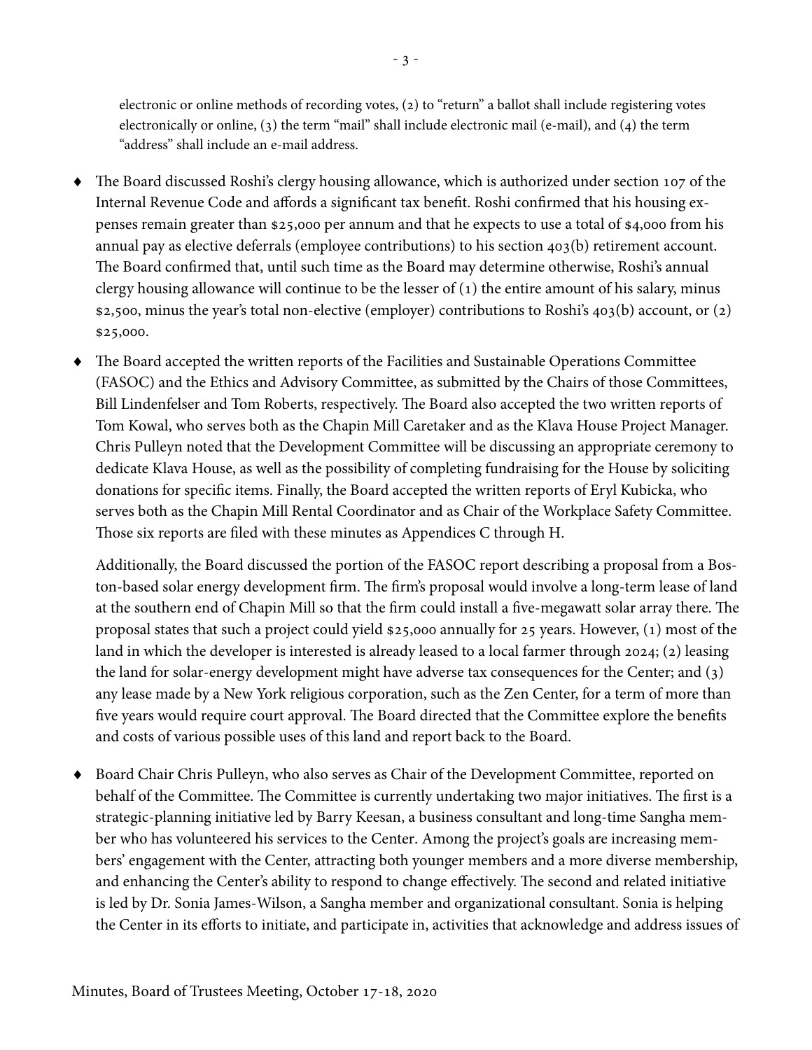electronic or online methods of recording votes, (2) to "return" a ballot shall include registering votes electronically or online, (3) the term "mail" shall include electronic mail (e-mail), and (4) the term "address" shall include an e-mail address.

- The Board discussed Roshi's clergy housing allowance, which is authorized under section 107 of the Internal Revenue Code and affords a significant tax benefit. Roshi confirmed that his housing expenses remain greater than $25,000 per annum and that he expects to use a total of $4,000 from his annual pay as elective deferrals (employee contributions) to his section 403(b) retirement account. The Board confirmed that, until such time as the Board may determine otherwise, Roshi's annual clergy housing allowance will continue to be the lesser of (1) the entire amount of his salary, minus $2,500, minus the year's total non-elective (employer) contributions to Roshi's 403(b) account, or (2) $25,000.

- The Board accepted the written reports of the Facilities and Sustainable Operations Committee (FASOC) and the Ethics and Advisory Committee, as submitted by the Chairs of those Committees, Bill Lindenfelser and Tom Roberts, respectively. The Board also accepted the two written reports of Tom Kowal, who serves both as the Chapin Mill Caretaker and as the Klava House Project Manager. Chris Pulleyn noted that the Development Committee will be discussing an appropriate ceremony to dedicate Klava House, as well as the possibility of completing fundraising for the House by soliciting donations for specific items. Finally, the Board accepted the written reports of Eryl Kubicka, who serves both as the Chapin Mill Rental Coordinator and as Chair of the Workplace Safety Committee. Those six reports are filed with these minutes as Appendices C through H.

  Additionally, the Board discussed the portion of the FASOC report describing a proposal from a Boston-based solar energy development firm. The firm's proposal would involve a long-term lease of land at the southern end of Chapin Mill so that the firm could install a five-megawatt solar array there. The proposal states that such a project could yield $25,000 annually for 25 years. However, (1) most of the land in which the developer is interested is already leased to a local farmer through 2024; (2) leasing the land for solar-energy development might have adverse tax consequences for the Center; and (3) any lease made by a New York religious corporation, such as the Zen Center, for a term of more than five years would require court approval. The Board directed that the Committee explore the benefits and costs of various possible uses of this land and report back to the Board.

- Board Chair Chris Pulleyn, who also serves as Chair of the Development Committee, reported on behalf of the Committee. The Committee is currently undertaking two major initiatives. The first is a strategic-planning initiative led by Barry Keesan, a business consultant and long-time Sangha member who has volunteered his services to the Center. Among the project's goals are increasing members' engagement with the Center, attracting both younger members and a more diverse membership, and enhancing the Center's ability to respond to change effectively. The second and related initiative is led by Dr. Sonia James-Wilson, a Sangha member and organizational consultant. Sonia is helping the Center in its efforts to initiate, and participate in, activities that acknowledge and address issues of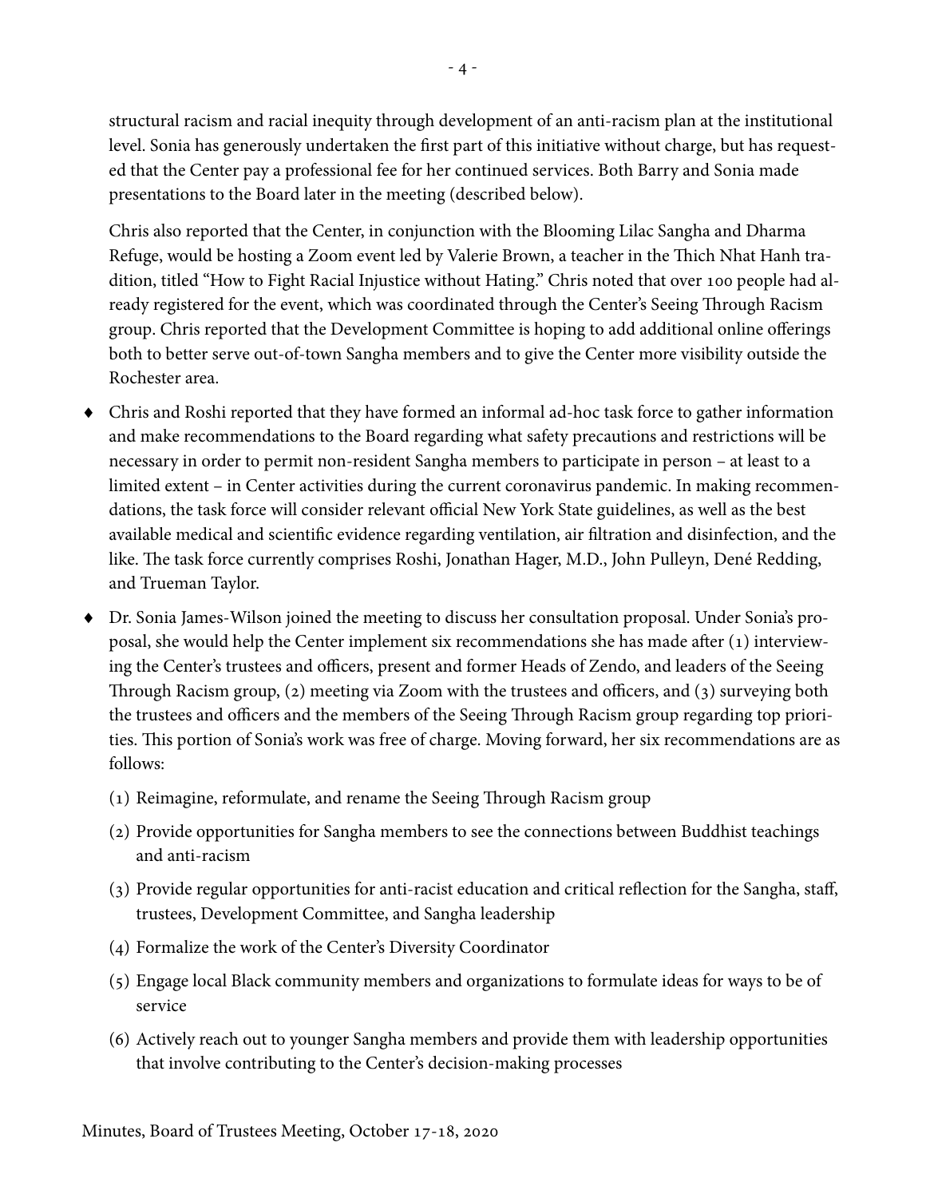structural racism and racial inequity through development of an anti-racism plan at the institutional level. Sonia has generously undertaken the first part of this initiative without charge, but has requested that the Center pay a professional fee for her continued services. Both Barry and Sonia made presentations to the Board later in the meeting (described below).

Chris also reported that the Center, in conjunction with the Blooming Lilac Sangha and Dharma Refuge, would be hosting a Zoom event led by Valerie Brown, a teacher in the Thich Nhat Hanh tradition, titled "How to Fight Racial Injustice without Hating." Chris noted that over 100 people had already registered for the event, which was coordinated through the Center's Seeing Through Racism group. Chris reported that the Development Committee is hoping to add additional online offerings both to better serve out-of-town Sangha members and to give the Center more visibility outside the Rochester area.

- Chris and Roshi reported that they have formed an informal ad-hoc task force to gather information and make recommendations to the Board regarding what safety precautions and restrictions will be necessary in order to permit non-resident Sangha members to participate in person – at least to a limited extent – in Center activities during the current coronavirus pandemic. In making recommendations, the task force will consider relevant official New York State guidelines, as well as the best available medical and scientific evidence regarding ventilation, air filtration and disinfection, and the like. The task force currently comprises Roshi, Jonathan Hager, M.D., John Pulleyn, Dené Redding, and Trueman Taylor.

- Dr. Sonia James-Wilson joined the meeting to discuss her consultation proposal. Under Sonia's proposal, she would help the Center implement six recommendations she has made after (1) interviewing the Center's trustees and officers, present and former Heads of Zendo, and leaders of the Seeing Through Racism group, (2) meeting via Zoom with the trustees and officers, and (3) surveying both the trustees and officers and the members of the Seeing Through Racism group regarding top priorities. This portion of Sonia's work was free of charge. Moving forward, her six recommendations are as follows:

  (1) Reimagine, reformulate, and rename the Seeing Through Racism group

  (2) Provide opportunities for Sangha members to see the connections between Buddhist teachings and anti-racism

  (3) Provide regular opportunities for anti-racist education and critical reflection for the Sangha, staff, trustees, Development Committee, and Sangha leadership

  (4) Formalize the work of the Center's Diversity Coordinator

  (5) Engage local Black community members and organizations to formulate ideas for ways to be of service

  (6) Actively reach out to younger Sangha members and provide them with leadership opportunities that involve contributing to the Center's decision-making processes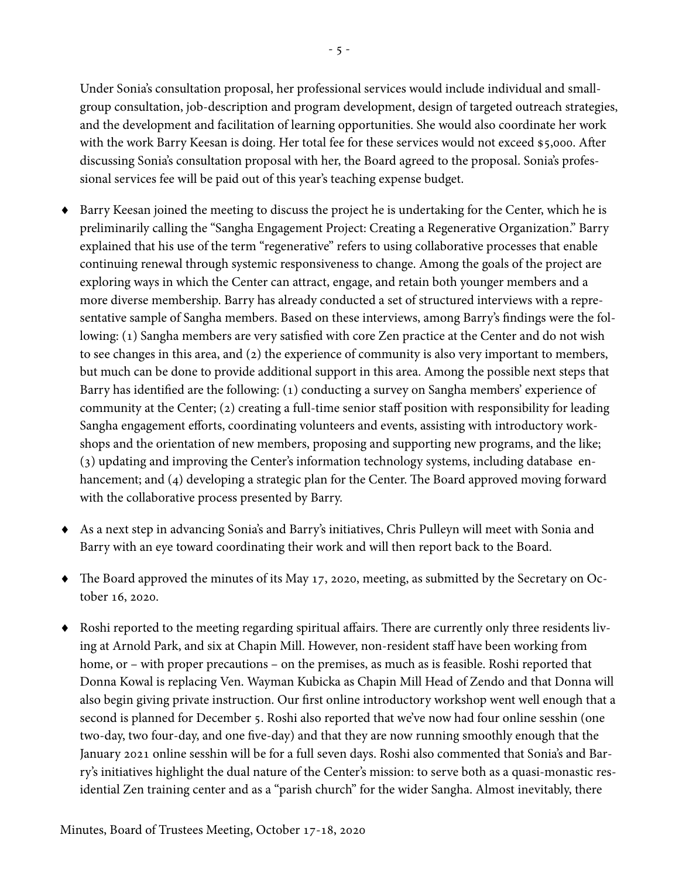Under Sonia's consultation proposal, her professional services would include individual and small-group consultation, job-description and program development, design of targeted outreach strategies, and the development and facilitation of learning opportunities. She would also coordinate her work with the work Barry Keesan is doing. Her total fee for these services would not exceed $5,000. After discussing Sonia's consultation proposal with her, the Board agreed to the proposal. Sonia's professional services fee will be paid out of this year's teaching expense budget.

- Barry Keesan joined the meeting to discuss the project he is undertaking for the Center, which he is preliminarily calling the "Sangha Engagement Project: Creating a Regenerative Organization." Barry explained that his use of the term "regenerative" refers to using collaborative processes that enable continuing renewal through systemic responsiveness to change. Among the goals of the project are exploring ways in which the Center can attract, engage, and retain both younger members and a more diverse membership. Barry has already conducted a set of structured interviews with a representative sample of Sangha members. Based on these interviews, among Barry's findings were the following: (1) Sangha members are very satisfied with core Zen practice at the Center and do not wish to see changes in this area, and (2) the experience of community is also very important to members, but much can be done to provide additional support in this area. Among the possible next steps that Barry has identified are the following: (1) conducting a survey on Sangha members' experience of community at the Center; (2) creating a full-time senior staff position with responsibility for leading Sangha engagement efforts, coordinating volunteers and events, assisting with introductory workshops and the orientation of new members, proposing and supporting new programs, and the like; (3) updating and improving the Center's information technology systems, including database enhancement; and (4) developing a strategic plan for the Center. The Board approved moving forward with the collaborative process presented by Barry.

- As a next step in advancing Sonia's and Barry's initiatives, Chris Pulleyn will meet with Sonia and Barry with an eye toward coordinating their work and will then report back to the Board.

- The Board approved the minutes of its May 17, 2020, meeting, as submitted by the Secretary on October 16, 2020.

- Roshi reported to the meeting regarding spiritual affairs. There are currently only three residents living at Arnold Park, and six at Chapin Mill. However, non-resident staff have been working from home, or – with proper precautions – on the premises, as much as is feasible. Roshi reported that Donna Kowal is replacing Ven. Wayman Kubicka as Chapin Mill Head of Zendo and that Donna will also begin giving private instruction. Our first online introductory workshop went well enough that a second is planned for December 5. Roshi also reported that we've now had four online sesshin (one two-day, two four-day, and one five-day) and that they are now running smoothly enough that the January 2021 online sesshin will be for a full seven days. Roshi also commented that Sonia's and Barry's initiatives highlight the dual nature of the Center's mission: to serve both as a quasi-monastic residential Zen training center and as a "parish church" for the wider Sangha. Almost inevitably, there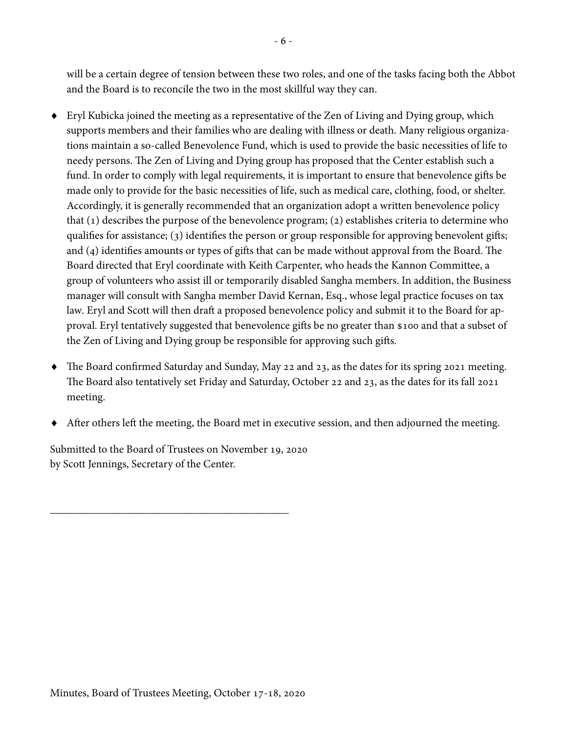will be a certain degree of tension between these two roles, and one of the tasks facing both the Abbot and the Board is to reconcile the two in the most skillful way they can.

- Eryl Kubicka joined the meeting as a representative of the Zen of Living and Dying group, which supports members and their families who are dealing with illness or death. Many religious organizations maintain a so-called Benevolence Fund, which is used to provide the basic necessities of life to needy persons. The Zen of Living and Dying group has proposed that the Center establish such a fund. In order to comply with legal requirements, it is important to ensure that benevolence gifts be made only to provide for the basic necessities of life, such as medical care, clothing, food, or shelter. Accordingly, it is generally recommended that an organization adopt a written benevolence policy that (1) describes the purpose of the benevolence program; (2) establishes criteria to determine who qualifies for assistance; (3) identifies the person or group responsible for approving benevolent gifts; and (4) identifies amounts or types of gifts that can be made without approval from the Board. The Board directed that Eryl coordinate with Keith Carpenter, who heads the Kannon Committee, a group of volunteers who assist ill or temporarily disabled Sangha members. In addition, the Business manager will consult with Sangha member David Kernan, Esq., whose legal practice focuses on tax law. Eryl and Scott will then draft a proposed benevolence policy and submit it to the Board for approval. Eryl tentatively suggested that benevolence gifts be no greater than $100 and that a subset of the Zen of Living and Dying group be responsible for approving such gifts.

- The Board confirmed Saturday and Sunday, May 22 and 23, as the dates for its spring 2021 meeting. The Board also tentatively set Friday and Saturday, October 22 and 23, as the dates for its fall 2021 meeting.

- After others left the meeting, the Board met in executive session, and then adjourned the meeting.

Submitted to the Board of Trustees on November 19, 2020
by Scott Jennings, Secretary of the Center.

\_\_\_\_\_\_\_\_\_\_\_\_\_\_\_\_\_\_\_\_\_\_\_\_\_\_\_\_\_\_\_\_\_\_\_\_\_\_\_\_\_\_\_\_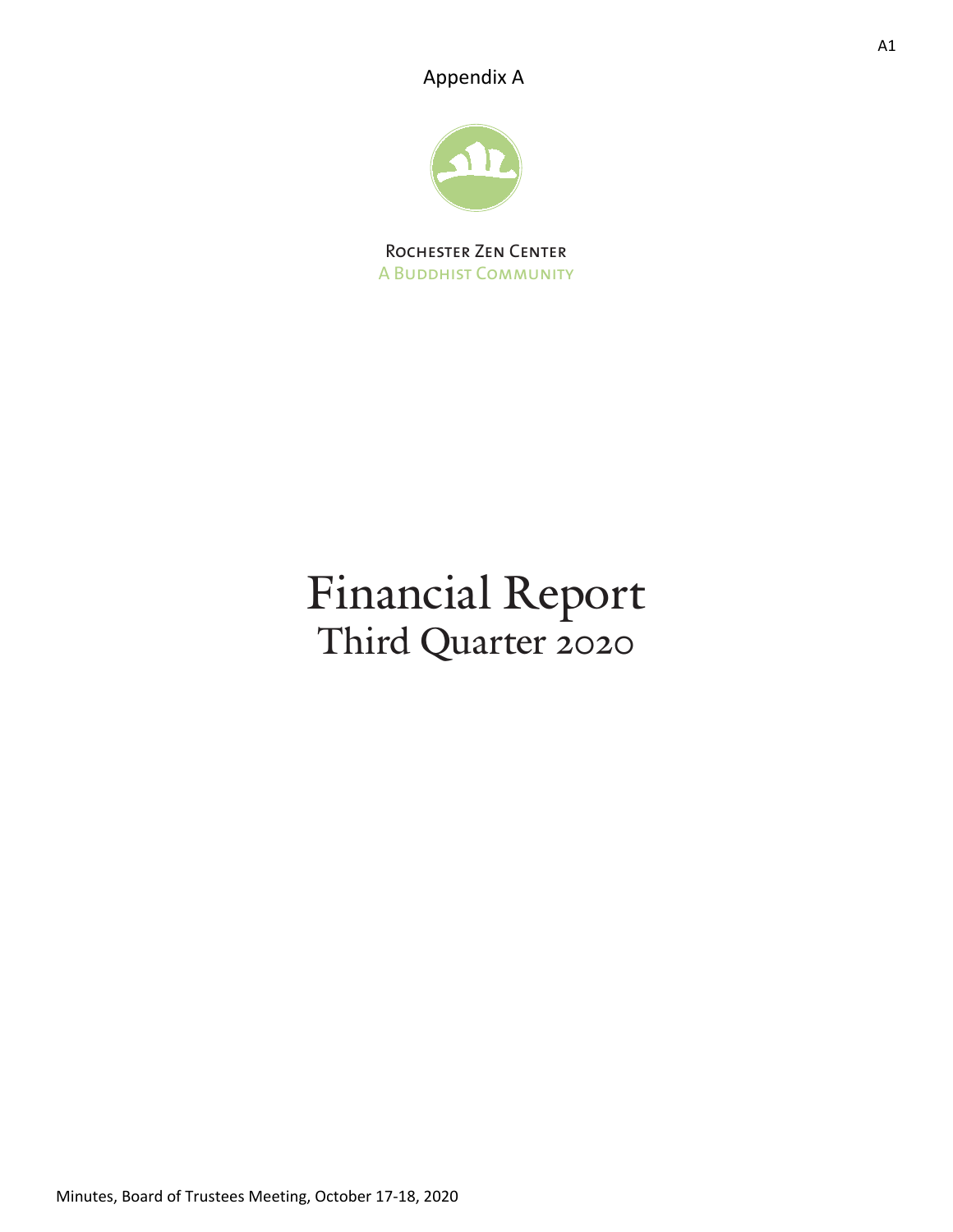Appendix A

Rochester Zen Center
A Buddhist Community

# Financial Report
## Third Quarter 2020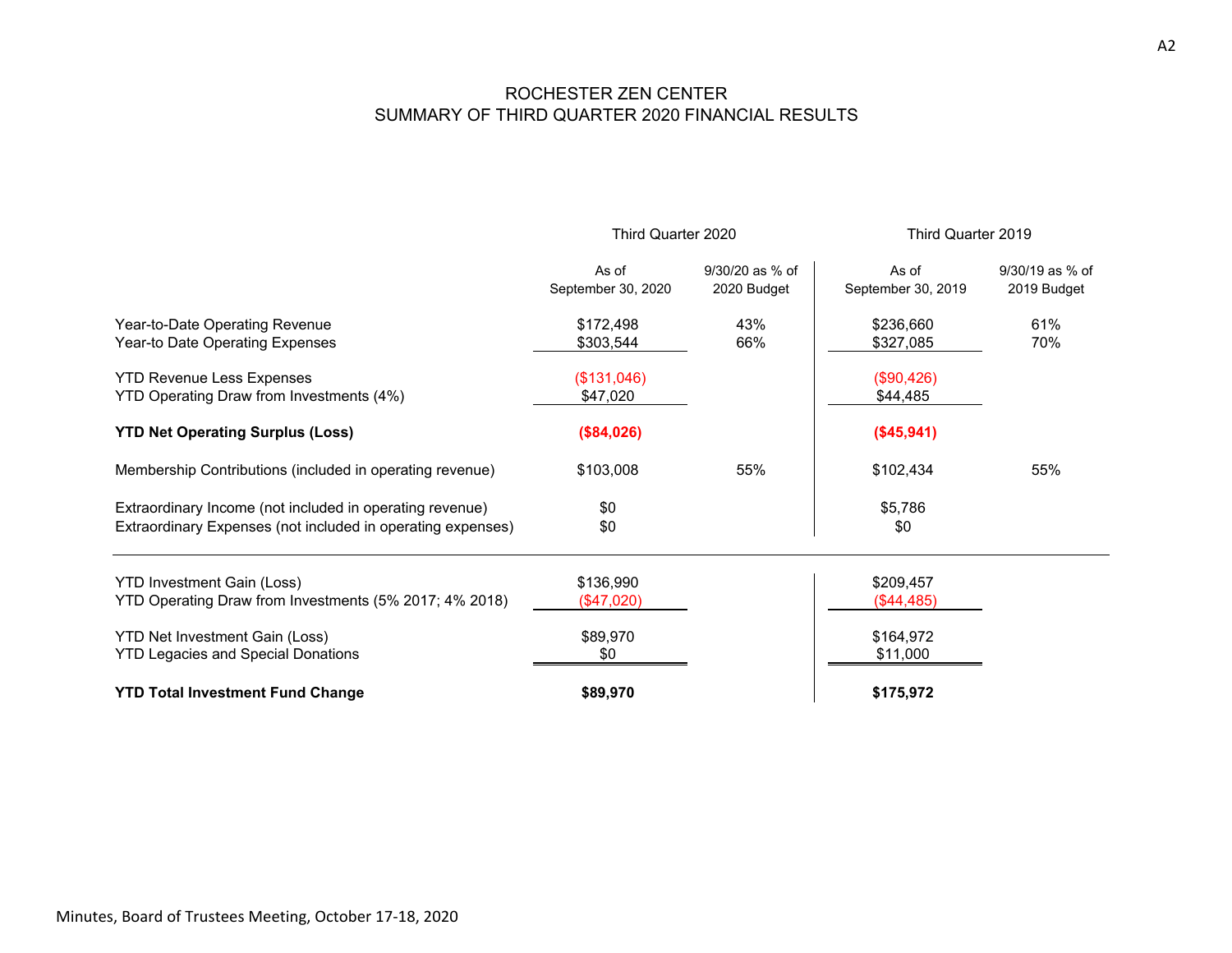# ROCHESTER ZEN CENTER
## SUMMARY OF THIRD QUARTER 2020 FINANCIAL RESULTS

| | Third Quarter 2020 | | Third Quarter 2019 | |
|---|---|---|---|---|
| | As of September 30, 2020 | 9/30/20 as % of 2020 Budget | As of September 30, 2019 | 9/30/19 as % of 2019 Budget |
| Year-to-Date Operating Revenue | $172,498 | 43% | $236,660 | 61% |
| Year-to Date Operating Expenses | $303,544 | 66% | $327,085 | 70% |
| YTD Revenue Less Expenses | ($131,046) | | ($90,426) | |
| YTD Operating Draw from Investments (4%) | $47,020 | | $44,485 | |
| **YTD Net Operating Surplus (Loss)** | **($84,026)** | | **($45,941)** | |
| Membership Contributions (included in operating revenue) | $103,008 | 55% | $102,434 | 55% |
| Extraordinary Income (not included in operating revenue) | $0 | | $5,786 | |
| Extraordinary Expenses (not included in operating expenses) | $0 | | $0 | |
| YTD Investment Gain (Loss) | $136,990 | | $209,457 | |
| YTD Operating Draw from Investments (5% 2017; 4% 2018) | ($47,020) | | ($44,485) | |
| YTD Net Investment Gain (Loss) | $89,970 | | $164,972 | |
| YTD Legacies and Special Donations | $0 | | $11,000 | |
| **YTD Total Investment Fund Change** | **$89,970** | | **$175,972** | |

Minutes, Board of Trustees Meeting, October 17-18, 2020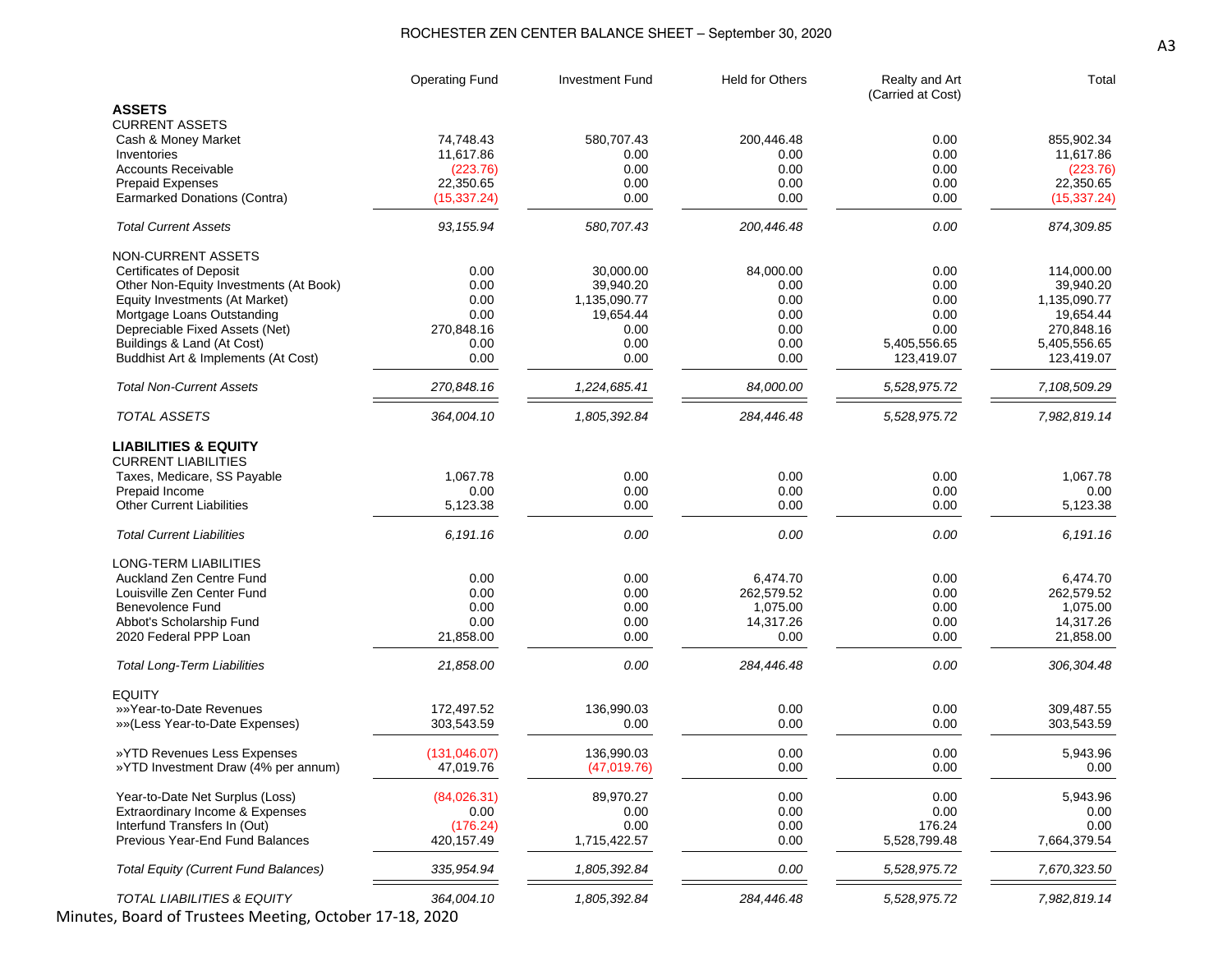# ROCHESTER ZEN CENTER BALANCE SHEET – September 30, 2020

| | Operating Fund | Investment Fund | Held for Others | Realty and Art (Carried at Cost) | Total |
|---|---|---|---|---|---|
| **ASSETS** | | | | | |
| CURRENT ASSETS | | | | | |
| Cash & Money Market | 74,748.43 | 580,707.43 | 200,446.48 | 0.00 | 855,902.34 |
| Inventories | 11,617.86 | 0.00 | 0.00 | 0.00 | 11,617.86 |
| Accounts Receivable | (223.76) | 0.00 | 0.00 | 0.00 | (223.76) |
| Prepaid Expenses | 22,350.65 | 0.00 | 0.00 | 0.00 | 22,350.65 |
| Earmarked Donations (Contra) | (15,337.24) | 0.00 | 0.00 | 0.00 | (15,337.24) |
| *Total Current Assets* | *93,155.94* | *580,707.43* | *200,446.48* | *0.00* | *874,309.85* |
| NON-CURRENT ASSETS | | | | | |
| Certificates of Deposit | 0.00 | 30,000.00 | 84,000.00 | 0.00 | 114,000.00 |
| Other Non-Equity Investments (At Book) | 0.00 | 39,940.20 | 0.00 | 0.00 | 39,940.20 |
| Equity Investments (At Market) | 0.00 | 1,135,090.77 | 0.00 | 0.00 | 1,135,090.77 |
| Mortgage Loans Outstanding | 0.00 | 19,654.44 | 0.00 | 0.00 | 19,654.44 |
| Depreciable Fixed Assets (Net) | 270,848.16 | 0.00 | 0.00 | 0.00 | 270,848.16 |
| Buildings & Land (At Cost) | 0.00 | 0.00 | 0.00 | 5,405,556.65 | 5,405,556.65 |
| Buddhist Art & Implements (At Cost) | 0.00 | 0.00 | 0.00 | 123,419.07 | 123,419.07 |
| *Total Non-Current Assets* | *270,848.16* | *1,224,685.41* | *84,000.00* | *5,528,975.72* | *7,108,509.29* |
| *TOTAL ASSETS* | *364,004.10* | *1,805,392.84* | *284,446.48* | *5,528,975.72* | *7,982,819.14* |
| **LIABILITIES & EQUITY** | | | | | |
| CURRENT LIABILITIES | | | | | |
| Taxes, Medicare, SS Payable | 1,067.78 | 0.00 | 0.00 | 0.00 | 1,067.78 |
| Prepaid Income | 0.00 | 0.00 | 0.00 | 0.00 | 0.00 |
| Other Current Liabilities | 5,123.38 | 0.00 | 0.00 | 0.00 | 5,123.38 |
| *Total Current Liabilities* | *6,191.16* | *0.00* | *0.00* | *0.00* | *6,191.16* |
| LONG-TERM LIABILITIES | | | | | |
| Auckland Zen Centre Fund | 0.00 | 0.00 | 6,474.70 | 0.00 | 6,474.70 |
| Louisville Zen Center Fund | 0.00 | 0.00 | 262,579.52 | 0.00 | 262,579.52 |
| Benevolence Fund | 0.00 | 0.00 | 1,075.00 | 0.00 | 1,075.00 |
| Abbot's Scholarship Fund | 0.00 | 0.00 | 14,317.26 | 0.00 | 14,317.26 |
| 2020 Federal PPP Loan | 21,858.00 | 0.00 | 0.00 | 0.00 | 21,858.00 |
| *Total Long-Term Liabilities* | *21,858.00* | *0.00* | *284,446.48* | *0.00* | *306,304.48* |
| EQUITY | | | | | |
| »»Year-to-Date Revenues | 172,497.52 | 136,990.03 | 0.00 | 0.00 | 309,487.55 |
| »»(Less Year-to-Date Expenses) | 303,543.59 | 0.00 | 0.00 | 0.00 | 303,543.59 |
| »YTD Revenues Less Expenses | (131,046.07) | 136,990.03 | 0.00 | 0.00 | 5,943.96 |
| »YTD Investment Draw (4% per annum) | 47,019.76 | (47,019.76) | 0.00 | 0.00 | 0.00 |
| Year-to-Date Net Surplus (Loss) | (84,026.31) | 89,970.27 | 0.00 | 0.00 | 5,943.96 |
| Extraordinary Income & Expenses | 0.00 | 0.00 | 0.00 | 0.00 | 0.00 |
| Interfund Transfers In (Out) | (176.24) | 0.00 | 0.00 | 176.24 | 0.00 |
| Previous Year-End Fund Balances | 420,157.49 | 1,715,422.57 | 0.00 | 5,528,799.48 | 7,664,379.54 |
| *Total Equity (Current Fund Balances)* | *335,954.94* | *1,805,392.84* | *0.00* | *5,528,975.72* | *7,670,323.50* |
| *TOTAL LIABILITIES & EQUITY* | *364,004.10* | *1,805,392.84* | *284,446.48* | *5,528,975.72* | *7,982,819.14* |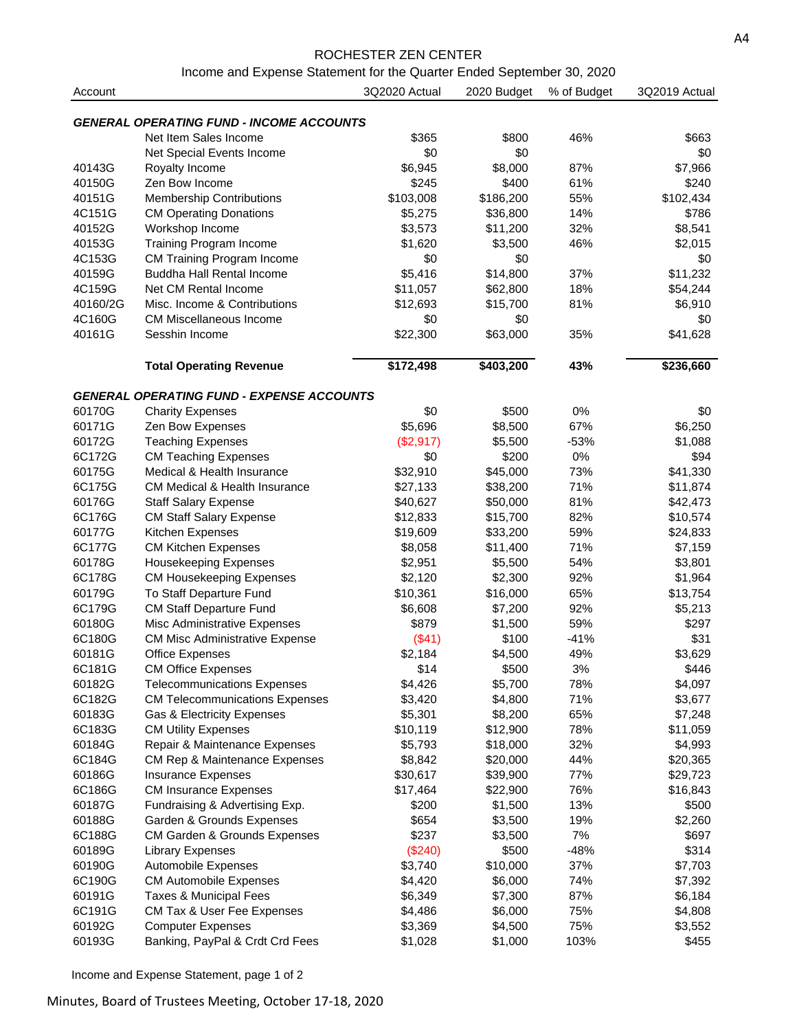# ROCHESTER ZEN CENTER

## Income and Expense Statement for the Quarter Ended September 30, 2020

| Account | | 3Q2020 Actual | 2020 Budget | % of Budget | 3Q2019 Actual |
|---|---|---|---|---|---|
| ***GENERAL OPERATING FUND - INCOME ACCOUNTS*** | | | | | |
| | Net Item Sales Income | $365 | $800 | 46% | $663 |
| | Net Special Events Income | $0 | $0 | | $0 |
| 40143G | Royalty Income | $6,945 | $8,000 | 87% | $7,966 |
| 40150G | Zen Bow Income | $245 | $400 | 61% | $240 |
| 40151G | Membership Contributions | $103,008 | $186,200 | 55% | $102,434 |
| 4C151G | CM Operating Donations | $5,275 | $36,800 | 14% | $786 |
| 40152G | Workshop Income | $3,573 | $11,200 | 32% | $8,541 |
| 40153G | Training Program Income | $1,620 | $3,500 | 46% | $2,015 |
| 4C153G | CM Training Program Income | $0 | $0 | | $0 |
| 40159G | Buddha Hall Rental Income | $5,416 | $14,800 | 37% | $11,232 |
| 4C159G | Net CM Rental Income | $11,057 | $62,800 | 18% | $54,244 |
| 40160/2G | Misc. Income & Contributions | $12,693 | $15,700 | 81% | $6,910 |
| 4C160G | CM Miscellaneous Income | $0 | $0 | | $0 |
| 40161G | Sesshin Income | $22,300 | $63,000 | 35% | $41,628 |
| | **Total Operating Revenue** | **$172,498** | **$403,200** | **43%** | **$236,660** |
| ***GENERAL OPERATING FUND - EXPENSE ACCOUNTS*** | | | | | |
| 60170G | Charity Expenses | $0 | $500 | 0% | $0 |
| 60171G | Zen Bow Expenses | $5,696 | $8,500 | 67% | $6,250 |
| 60172G | Teaching Expenses | ($2,917) | $5,500 | -53% | $1,088 |
| 6C172G | CM Teaching Expenses | $0 | $200 | 0% | $94 |
| 60175G | Medical & Health Insurance | $32,910 | $45,000 | 73% | $41,330 |
| 6C175G | CM Medical & Health Insurance | $27,133 | $38,200 | 71% | $11,874 |
| 60176G | Staff Salary Expense | $40,627 | $50,000 | 81% | $42,473 |
| 6C176G | CM Staff Salary Expense | $12,833 | $15,700 | 82% | $10,574 |
| 60177G | Kitchen Expenses | $19,609 | $33,200 | 59% | $24,833 |
| 6C177G | CM Kitchen Expenses | $8,058 | $11,400 | 71% | $7,159 |
| 60178G | Housekeeping Expenses | $2,951 | $5,500 | 54% | $3,801 |
| 6C178G | CM Housekeeping Expenses | $2,120 | $2,300 | 92% | $1,964 |
| 60179G | To Staff Departure Fund | $10,361 | $16,000 | 65% | $13,754 |
| 6C179G | CM Staff Departure Fund | $6,608 | $7,200 | 92% | $5,213 |
| 60180G | Misc Administrative Expenses | $879 | $1,500 | 59% | $297 |
| 6C180G | CM Misc Administrative Expense | ($41) | $100 | -41% | $31 |
| 60181G | Office Expenses | $2,184 | $4,500 | 49% | $3,629 |
| 6C181G | CM Office Expenses | $14 | $500 | 3% | $446 |
| 60182G | Telecommunications Expenses | $4,426 | $5,700 | 78% | $4,097 |
| 6C182G | CM Telecommunications Expenses | $3,420 | $4,800 | 71% | $3,677 |
| 60183G | Gas & Electricity Expenses | $5,301 | $8,200 | 65% | $7,248 |
| 6C183G | CM Utility Expenses | $10,119 | $12,900 | 78% | $11,059 |
| 60184G | Repair & Maintenance Expenses | $5,793 | $18,000 | 32% | $4,993 |
| 6C184G | CM Rep & Maintenance Expenses | $8,842 | $20,000 | 44% | $20,365 |
| 60186G | Insurance Expenses | $30,617 | $39,900 | 77% | $29,723 |
| 6C186G | CM Insurance Expenses | $17,464 | $22,900 | 76% | $16,843 |
| 60187G | Fundraising & Advertising Exp. | $200 | $1,500 | 13% | $500 |
| 60188G | Garden & Grounds Expenses | $654 | $3,500 | 19% | $2,260 |
| 6C188G | CM Garden & Grounds Expenses | $237 | $3,500 | 7% | $697 |
| 60189G | Library Expenses | ($240) | $500 | -48% | $314 |
| 60190G | Automobile Expenses | $3,740 | $10,000 | 37% | $7,703 |
| 6C190G | CM Automobile Expenses | $4,420 | $6,000 | 74% | $7,392 |
| 60191G | Taxes & Municipal Fees | $6,349 | $7,300 | 87% | $6,184 |
| 6C191G | CM Tax & User Fee Expenses | $4,486 | $6,000 | 75% | $4,808 |
| 60192G | Computer Expenses | $3,369 | $4,500 | 75% | $3,552 |
| 60193G | Banking, PayPal & Crdt Crd Fees | $1,028 | $1,000 | 103% | $455 |

Income and Expense Statement, page 1 of 2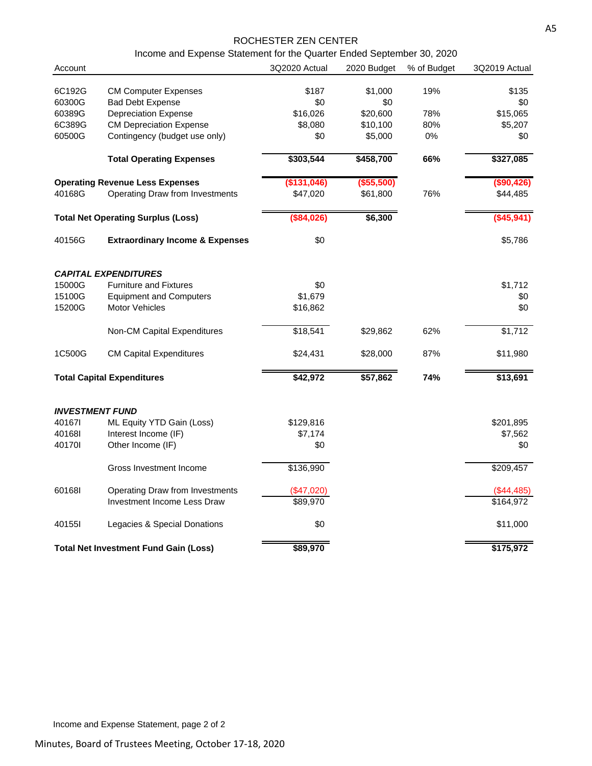# ROCHESTER ZEN CENTER

## Income and Expense Statement for the Quarter Ended September 30, 2020

| Account | | 3Q2020 Actual | 2020 Budget | % of Budget | 3Q2019 Actual |
|---|---|---|---|---|---|
| 6C192G | CM Computer Expenses | $187 | $1,000 | 19% | $135 |
| 60300G | Bad Debt Expense | $0 | $0 | | $0 |
| 60389G | Depreciation Expense | $16,026 | $20,600 | 78% | $15,065 |
| 6C389G | CM Depreciation Expense | $8,080 | $10,100 | 80% | $5,207 |
| 60500G | Contingency (budget use only) | $0 | $5,000 | 0% | $0 |
| | **Total Operating Expenses** | **$303,544** | **$458,700** | **66%** | **$327,085** |
| **Operating Revenue Less Expenses** | | **($131,046)** | **($55,500)** | | **($90,426)** |
| 40168G | Operating Draw from Investments | $47,020 | $61,800 | 76% | $44,485 |
| **Total Net Operating Surplus (Loss)** | | **($84,026)** | **$6,300** | | **($45,941)** |
| 40156G | **Extraordinary Income & Expenses** | $0 | | | $5,786 |
| ***CAPITAL EXPENDITURES*** | | | | | |
| 15000G | Furniture and Fixtures | $0 | | | $1,712 |
| 15100G | Equipment and Computers | $1,679 | | | $0 |
| 15200G | Motor Vehicles | $16,862 | | | $0 |
| | Non-CM Capital Expenditures | $18,541 | $29,862 | 62% | $1,712 |
| 1C500G | CM Capital Expenditures | $24,431 | $28,000 | 87% | $11,980 |
| **Total Capital Expenditures** | | **$42,972** | **$57,862** | **74%** | **$13,691** |
| ***INVESTMENT FUND*** | | | | | |
| 40167I | ML Equity YTD Gain (Loss) | $129,816 | | | $201,895 |
| 40168I | Interest Income (IF) | $7,174 | | | $7,562 |
| 40170I | Other Income (IF) | $0 | | | $0 |
| | Gross Investment Income | $136,990 | | | $209,457 |
| 60168I | Operating Draw from Investments | ($47,020) | | | ($44,485) |
| | Investment Income Less Draw | $89,970 | | | $164,972 |
| 40155I | Legacies & Special Donations | $0 | | | $11,000 |
| **Total Net Investment Fund Gain (Loss)** | | **$89,970** | | | **$175,972** |

Income and Expense Statement, page 2 of 2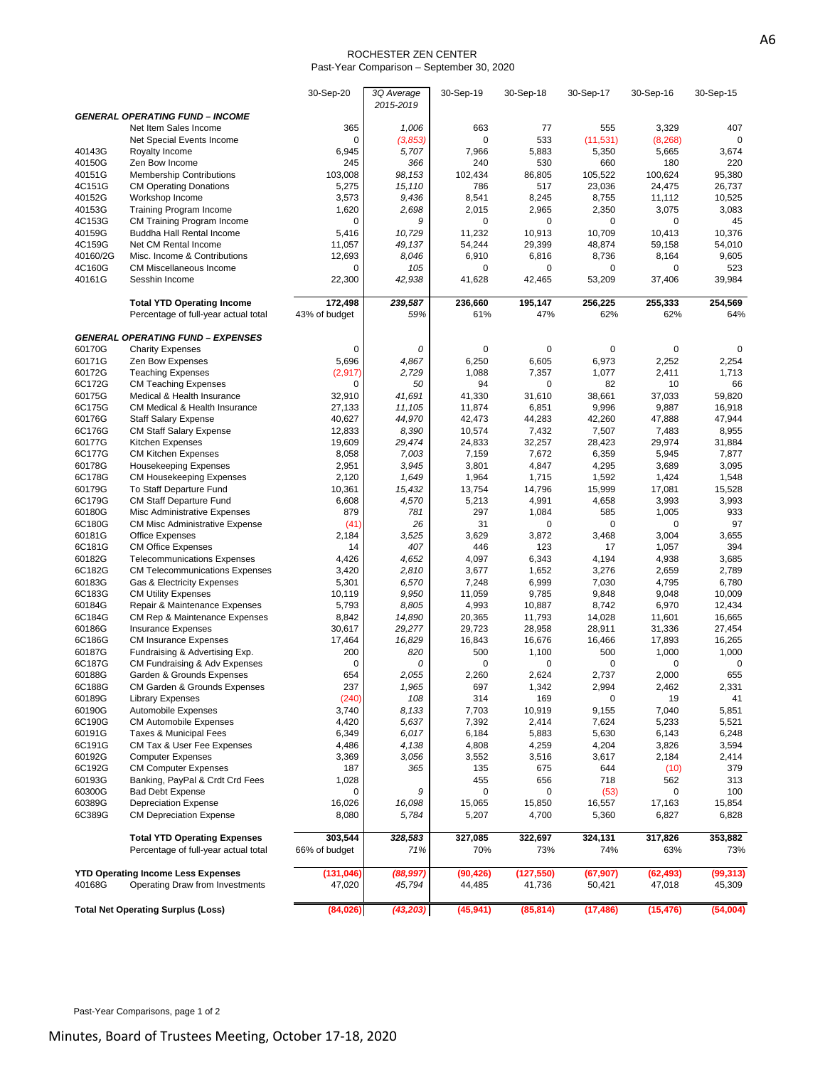ROCHESTER ZEN CENTER

Past-Year Comparison – September 30, 2020

| | | 30-Sep-20 | *3Q Average 2015-2019* | 30-Sep-19 | 30-Sep-18 | 30-Sep-17 | 30-Sep-16 | 30-Sep-15 |
|---|---|---|---|---|---|---|---|---|
| ***GENERAL OPERATING FUND – INCOME*** | | | | | | | | |
| | Net Item Sales Income | 365 | *1,006* | 663 | 77 | 555 | 3,329 | 407 |
| | Net Special Events Income | 0 | *(3,853)* | 0 | 533 | (11,531) | (8,268) | 0 |
| 40143G | Royalty Income | 6,945 | *5,707* | 7,966 | 5,883 | 5,350 | 5,665 | 3,674 |
| 40150G | Zen Bow Income | 245 | *366* | 240 | 530 | 660 | 180 | 220 |
| 40151G | Membership Contributions | 103,008 | *98,153* | 102,434 | 86,805 | 105,522 | 100,624 | 95,380 |
| 4C151G | CM Operating Donations | 5,275 | *15,110* | 786 | 517 | 23,036 | 24,475 | 26,737 |
| 40152G | Workshop Income | 3,573 | *9,436* | 8,541 | 8,245 | 8,755 | 11,112 | 10,525 |
| 40153G | Training Program Income | 1,620 | *2,698* | 2,015 | 2,965 | 2,350 | 3,075 | 3,083 |
| 4C153G | CM Training Program Income | 0 | *9* | 0 | 0 | 0 | 0 | 45 |
| 40159G | Buddha Hall Rental Income | 5,416 | *10,729* | 11,232 | 10,913 | 10,709 | 10,413 | 10,376 |
| 4C159G | Net CM Rental Income | 11,057 | *49,137* | 54,244 | 29,399 | 48,874 | 59,158 | 54,010 |
| 40160/2G | Misc. Income & Contributions | 12,693 | *8,046* | 6,910 | 6,816 | 8,736 | 8,164 | 9,605 |
| 4C160G | CM Miscellaneous Income | 0 | *105* | 0 | 0 | 0 | 0 | 523 |
| 40161G | Sesshin Income | 22,300 | *42,938* | 41,628 | 42,465 | 53,209 | 37,406 | 39,984 |
| | **Total YTD Operating Income** | **172,498** | ***239,587*** | **236,660** | **195,147** | **256,225** | **255,333** | **254,569** |
| | Percentage of full-year actual total | 43% of budget | *59%* | 61% | 47% | 62% | 62% | 64% |
| ***GENERAL OPERATING FUND – EXPENSES*** | | | | | | | | |
| 60170G | Charity Expenses | 0 | *0* | 0 | 0 | 0 | 0 | 0 |
| 60171G | Zen Bow Expenses | 5,696 | *4,867* | 6,250 | 6,605 | 6,973 | 2,252 | 2,254 |
| 60172G | Teaching Expenses | (2,917) | *2,729* | 1,088 | 7,357 | 1,077 | 2,411 | 1,713 |
| 6C172G | CM Teaching Expenses | 0 | *50* | 94 | 0 | 82 | 10 | 66 |
| 60175G | Medical & Health Insurance | 32,910 | *41,691* | 41,330 | 31,610 | 38,661 | 37,033 | 59,820 |
| 6C175G | CM Medical & Health Insurance | 27,133 | *11,105* | 11,874 | 6,851 | 9,996 | 9,887 | 16,918 |
| 60176G | Staff Salary Expense | 40,627 | *44,970* | 42,473 | 44,283 | 42,260 | 47,888 | 47,944 |
| 6C176G | CM Staff Salary Expense | 12,833 | *8,390* | 10,574 | 7,432 | 7,507 | 7,483 | 8,955 |
| 60177G | Kitchen Expenses | 19,609 | *29,474* | 24,833 | 32,257 | 28,423 | 29,974 | 31,884 |
| 6C177G | CM Kitchen Expenses | 8,058 | *7,003* | 7,159 | 7,672 | 6,359 | 5,945 | 7,877 |
| 60178G | Housekeeping Expenses | 2,951 | *3,945* | 3,801 | 4,847 | 4,295 | 3,689 | 3,095 |
| 6C178G | CM Housekeeping Expenses | 2,120 | *1,649* | 1,964 | 1,715 | 1,592 | 1,424 | 1,548 |
| 60179G | To Staff Departure Fund | 10,361 | *15,432* | 13,754 | 14,796 | 15,999 | 17,081 | 15,528 |
| 6C179G | CM Staff Departure Fund | 6,608 | *4,570* | 5,213 | 4,991 | 4,658 | 3,993 | 3,993 |
| 60180G | Misc Administrative Expenses | 879 | *781* | 297 | 1,084 | 585 | 1,005 | 933 |
| 6C180G | CM Misc Administrative Expense | (41) | *26* | 31 | 0 | 0 | 0 | 97 |
| 60181G | Office Expenses | 2,184 | *3,525* | 3,629 | 3,872 | 3,468 | 3,004 | 3,655 |
| 6C181G | CM Office Expenses | 14 | *407* | 446 | 123 | 17 | 1,057 | 394 |
| 60182G | Telecommunications Expenses | 4,426 | *4,652* | 4,097 | 6,343 | 4,194 | 4,938 | 3,685 |
| 6C182G | CM Telecommunications Expenses | 3,420 | *2,810* | 3,677 | 1,652 | 3,276 | 2,659 | 2,789 |
| 60183G | Gas & Electricity Expenses | 5,301 | *6,570* | 7,248 | 6,999 | 7,030 | 4,795 | 6,780 |
| 6C183G | CM Utility Expenses | 10,119 | *9,950* | 11,059 | 9,785 | 9,848 | 9,048 | 10,009 |
| 60184G | Repair & Maintenance Expenses | 5,793 | *8,805* | 4,993 | 10,887 | 8,742 | 6,970 | 12,434 |
| 6C184G | CM Rep & Maintenance Expenses | 8,842 | *14,890* | 20,365 | 11,793 | 14,028 | 11,601 | 16,665 |
| 60186G | Insurance Expenses | 30,617 | *29,277* | 29,723 | 28,958 | 28,911 | 31,336 | 27,454 |
| 6C186G | CM Insurance Expenses | 17,464 | *16,829* | 16,843 | 16,676 | 16,466 | 17,893 | 16,265 |
| 60187G | Fundraising & Advertising Exp. | 200 | *820* | 500 | 1,100 | 500 | 1,000 | 1,000 |
| 6C187G | CM Fundraising & Adv Expenses | 0 | *0* | 0 | 0 | 0 | 0 | 0 |
| 60188G | Garden & Grounds Expenses | 654 | *2,055* | 2,260 | 2,624 | 2,737 | 2,000 | 655 |
| 6C188G | CM Garden & Grounds Expenses | 237 | *1,965* | 697 | 1,342 | 2,994 | 2,462 | 2,331 |
| 60189G | Library Expenses | (240) | *108* | 314 | 169 | 0 | 19 | 41 |
| 60190G | Automobile Expenses | 3,740 | *8,133* | 7,703 | 10,919 | 9,155 | 7,040 | 5,851 |
| 6C190G | CM Automobile Expenses | 4,420 | *5,637* | 7,392 | 2,414 | 7,624 | 5,233 | 5,521 |
| 60191G | Taxes & Municipal Fees | 6,349 | *6,017* | 6,184 | 5,883 | 5,630 | 6,143 | 6,248 |
| 6C191G | CM Tax & User Fee Expenses | 4,486 | *4,138* | 4,808 | 4,259 | 4,204 | 3,826 | 3,594 |
| 60192G | Computer Expenses | 3,369 | *3,056* | 3,552 | 3,516 | 3,617 | 2,184 | 2,414 |
| 6C192G | CM Computer Expenses | 187 | *365* | 135 | 675 | 644 | (10) | 379 |
| 60193G | Banking, PayPal & Crdt Crd Fees | 1,028 | | 455 | 656 | 718 | 562 | 313 |
| 60300G | Bad Debt Expense | 0 | *9* | 0 | 0 | (53) | 0 | 100 |
| 60389G | Depreciation Expense | 16,026 | *16,098* | 15,065 | 15,850 | 16,557 | 17,163 | 15,854 |
| 6C389G | CM Depreciation Expense | 8,080 | *5,784* | 5,207 | 4,700 | 5,360 | 6,827 | 6,828 |
| | **Total YTD Operating Expenses** | **303,544** | ***328,583*** | **327,085** | **322,697** | **324,131** | **317,826** | **353,882** |
| | Percentage of full-year actual total | 66% of budget | *71%* | 70% | 73% | 74% | 63% | 73% |
| **YTD Operating Income Less Expenses** | | **(131,046)** | ***(88,997)*** | **(90,426)** | **(127,550)** | **(67,907)** | **(62,493)** | **(99,313)** |
| 40168G | Operating Draw from Investments | 47,020 | *45,794* | 44,485 | 41,736 | 50,421 | 47,018 | 45,309 |
| **Total Net Operating Surplus (Loss)** | | **(84,026)** | ***(43,203)*** | **(45,941)** | **(85,814)** | **(17,486)** | **(15,476)** | **(54,004)** |

Past-Year Comparisons, page 1 of 2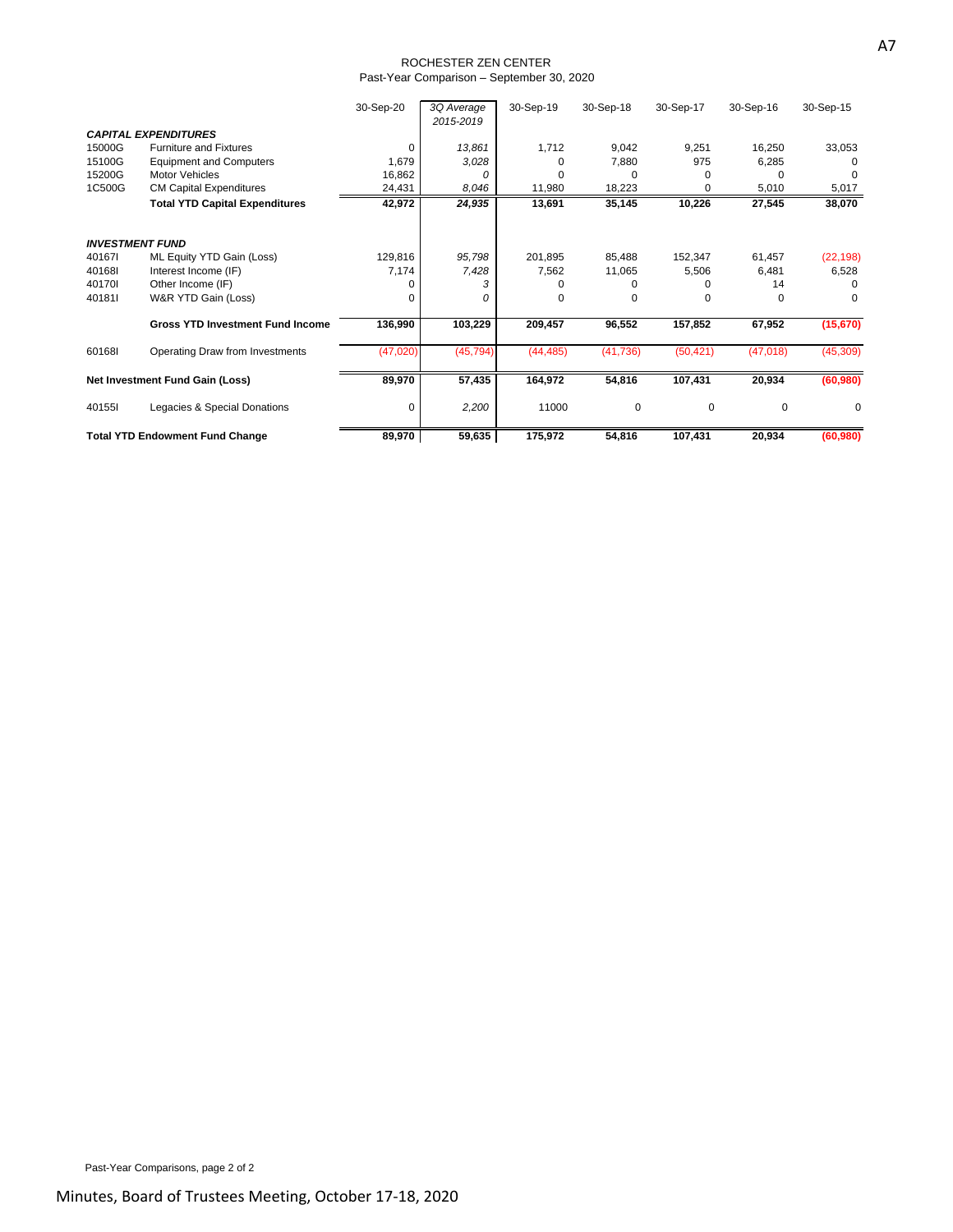ROCHESTER ZEN CENTER

Past-Year Comparison – September 30, 2020

| | | 30-Sep-20 | *3Q Average 2015-2019* | 30-Sep-19 | 30-Sep-18 | 30-Sep-17 | 30-Sep-16 | 30-Sep-15 |
|---|---|---|---|---|---|---|---|---|
| ***CAPITAL EXPENDITURES*** | | | | | | | | |
| 15000G | Furniture and Fixtures | 0 | *13,861* | 1,712 | 9,042 | 9,251 | 16,250 | 33,053 |
| 15100G | Equipment and Computers | 1,679 | *3,028* | 0 | 7,880 | 975 | 6,285 | 0 |
| 15200G | Motor Vehicles | 16,862 | *0* | 0 | 0 | 0 | 0 | 0 |
| 1C500G | CM Capital Expenditures | 24,431 | *8,046* | 11,980 | 18,223 | 0 | 5,010 | 5,017 |
| | **Total YTD Capital Expenditures** | **42,972** | ***24,935*** | **13,691** | **35,145** | **10,226** | **27,545** | **38,070** |
| ***INVESTMENT FUND*** | | | | | | | | |
| 40167I | ML Equity YTD Gain (Loss) | 129,816 | *95,798* | 201,895 | 85,488 | 152,347 | 61,457 | (22,198) |
| 40168I | Interest Income (IF) | 7,174 | *7,428* | 7,562 | 11,065 | 5,506 | 6,481 | 6,528 |
| 40170I | Other Income (IF) | 0 | *3* | 0 | 0 | 0 | 14 | 0 |
| 40181I | W&R YTD Gain (Loss) | 0 | *0* | 0 | 0 | 0 | 0 | 0 |
| | **Gross YTD Investment Fund Income** | **136,990** | **103,229** | **209,457** | **96,552** | **157,852** | **67,952** | **(15,670)** |
| 60168I | Operating Draw from Investments | (47,020) | (45,794) | (44,485) | (41,736) | (50,421) | (47,018) | (45,309) |
| **Net Investment Fund Gain (Loss)** | | **89,970** | **57,435** | **164,972** | **54,816** | **107,431** | **20,934** | **(60,980)** |
| 40155I | Legacies & Special Donations | 0 | *2,200* | 11000 | 0 | 0 | 0 | 0 |
| **Total YTD Endowment Fund Change** | | **89,970** | **59,635** | **175,972** | **54,816** | **107,431** | **20,934** | **(60,980)** |

Past-Year Comparisons, page 2 of 2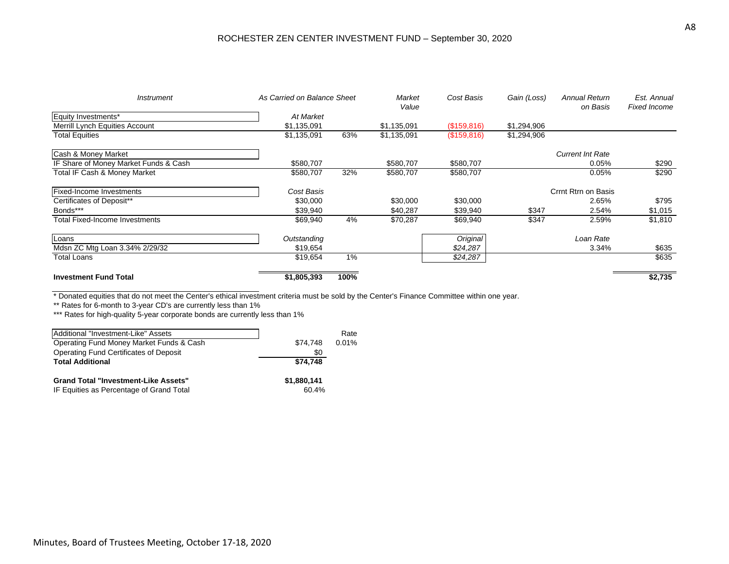## ROCHESTER ZEN CENTER INVESTMENT FUND – September 30, 2020

| *Instrument* | *As Carried on Balance Sheet* | | *Market Value* | *Cost Basis* | *Gain (Loss)* | *Annual Return on Basis* | *Est. Annual Fixed Income* |
|---|---|---|---|---|---|---|---|
| Equity Investments* | *At Market* | | | | | | |
| Merrill Lynch Equities Account | $1,135,091 | | $1,135,091 | ($159,816) | $1,294,906 | | |
| Total Equities | $1,135,091 | 63% | $1,135,091 | ($159,816) | $1,294,906 | | |
| Cash & Money Market | | | | | | *Current Int Rate* | |
| IF Share of Money Market Funds & Cash | $580,707 | | $580,707 | $580,707 | | 0.05% | $290 |
| Total IF Cash & Money Market | $580,707 | 32% | $580,707 | $580,707 | | 0.05% | $290 |
| Fixed-Income Investments | *Cost Basis* | | | | | Crrnt Rtrn on Basis | |
| Certificates of Deposit** | $30,000 | | $30,000 | $30,000 | | 2.65% | $795 |
| Bonds*** | $39,940 | | $40,287 | $39,940 | $347 | 2.54% | $1,015 |
| Total Fixed-Income Investments | $69,940 | 4% | $70,287 | $69,940 | $347 | 2.59% | $1,810 |
| Loans | *Outstanding* | | | *Original* | | *Loan Rate* | |
| Mdsn ZC Mtg Loan 3.34% 2/29/32 | $19,654 | | | *$24,287* | | 3.34% | $635 |
| Total Loans | $19,654 | 1% | | *$24,287* | | | $635 |
| **Investment Fund Total** | **$1,805,393** | **100%** | | | | | **$2,735** |

\* Donated equities that do not meet the Center's ethical investment criteria must be sold by the Center's Finance Committee within one year.

** Rates for 6-month to 3-year CD's are currently less than 1%

*** Rates for high-quality 5-year corporate bonds are currently less than 1%

| Additional "Investment-Like" Assets | | Rate |
|---|---|---|
| Operating Fund Money Market Funds & Cash | $74,748 | 0.01% |
| Operating Fund Certificates of Deposit | $0 | |
| **Total Additional** | **$74,748** | |
| **Grand Total "Investment-Like Assets"** | **$1,880,141** | |
| IF Equities as Percentage of Grand Total | 60.4% | |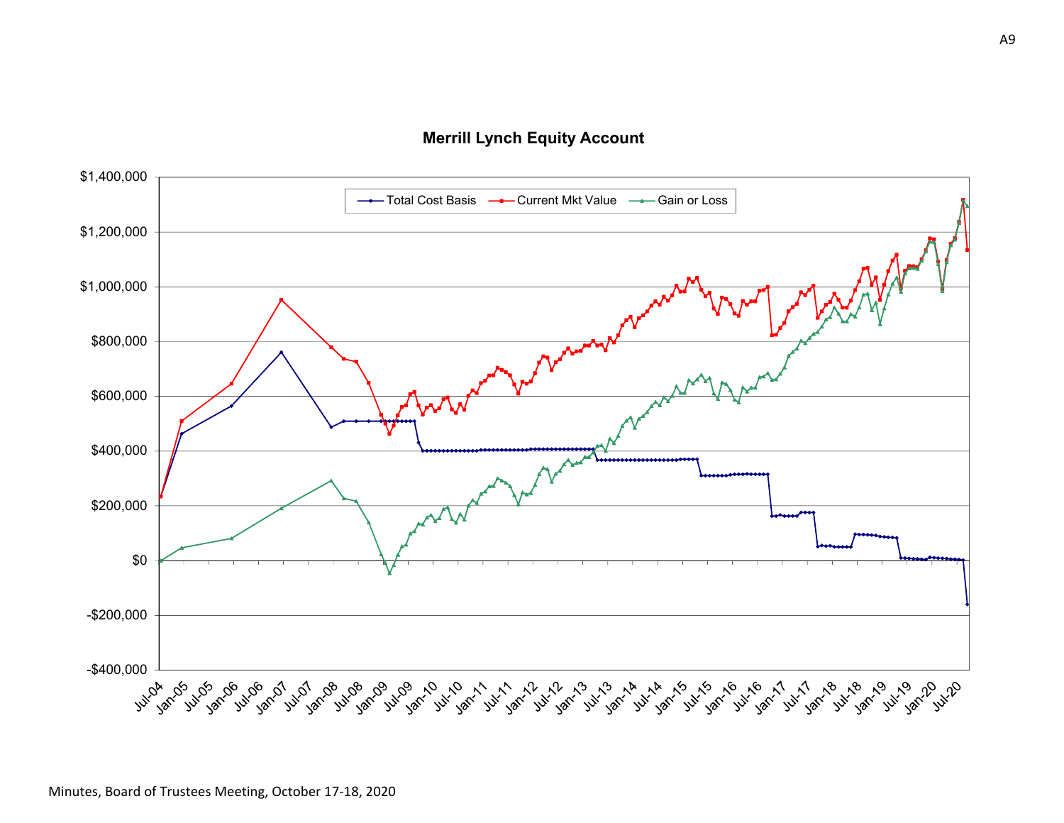A9

## Merrill Lynch Equity Account

Legend: Total Cost Basis, Current Mkt Value, Gain or Loss

Y-axis: $1,400,000; $1,200,000; $1,000,000; $800,000; $600,000; $400,000; $200,000; $0; -$200,000; -$400,000

X-axis: Jul-04, Jan-05, Jul-05, Jan-06, Jul-06, Jan-07, Jul-07, Jan-08, Jul-08, Jan-09, Jul-09, Jan-10, Jul-10, Jan-11, Jul-11, Jan-12, Jul-12, Jan-13, Jul-13, Jan-14, Jul-14, Jan-15, Jul-15, Jan-16, Jul-16, Jan-17, Jul-17, Jan-18, Jul-18, Jan-19, Jul-19, Jan-20, Jul-20

Minutes, Board of Trustees Meeting, October 17-18, 2020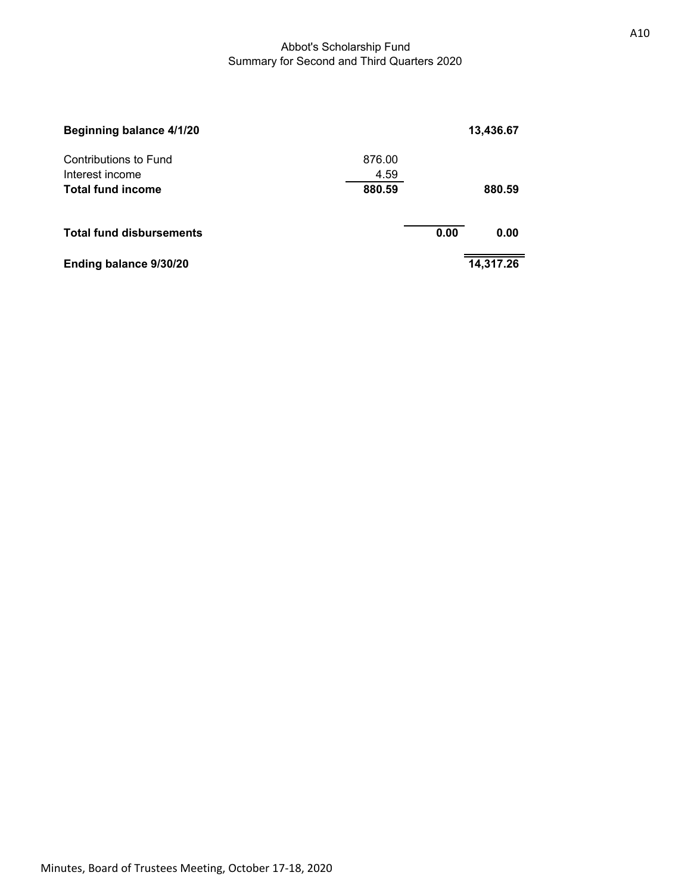Abbot's Scholarship Fund
Summary for Second and Third Quarters 2020

| | | | |
|---|---|---|---|
| **Beginning balance 4/1/20** | | | **13,436.67** |
| Contributions to Fund | 876.00 | | |
| Interest income | 4.59 | | |
| **Total fund income** | **880.59** | | **880.59** |
| **Total fund disbursements** | | **0.00** | **0.00** |
| **Ending balance 9/30/20** | | | **14,317.26** |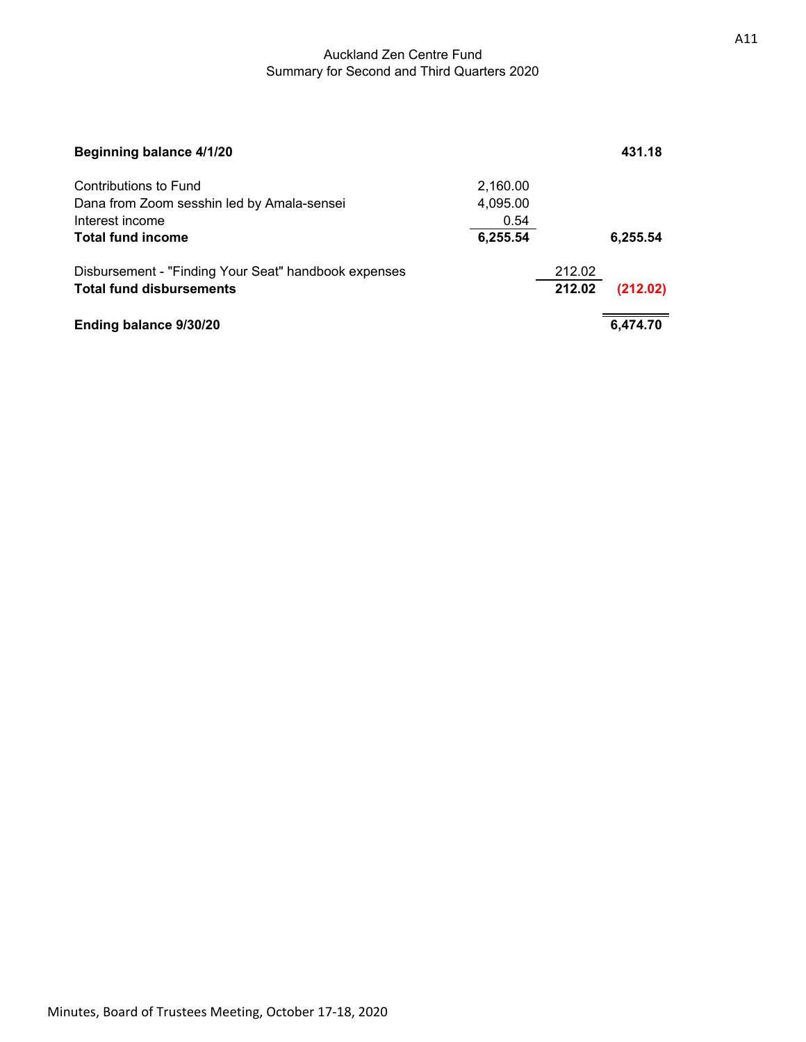Auckland Zen Centre Fund
Summary for Second and Third Quarters 2020

| | | | |
|---|---|---|---|
| **Beginning balance 4/1/20** | | | **431.18** |
| Contributions to Fund | 2,160.00 | | |
| Dana from Zoom sesshin led by Amala-sensei | 4,095.00 | | |
| Interest income | 0.54 | | |
| **Total fund income** | **6,255.54** | | **6,255.54** |
| Disbursement - "Finding Your Seat" handbook expenses | | 212.02 | |
| **Total fund disbursements** | | **212.02** | **(212.02)** |
| **Ending balance 9/30/20** | | | **6,474.70** |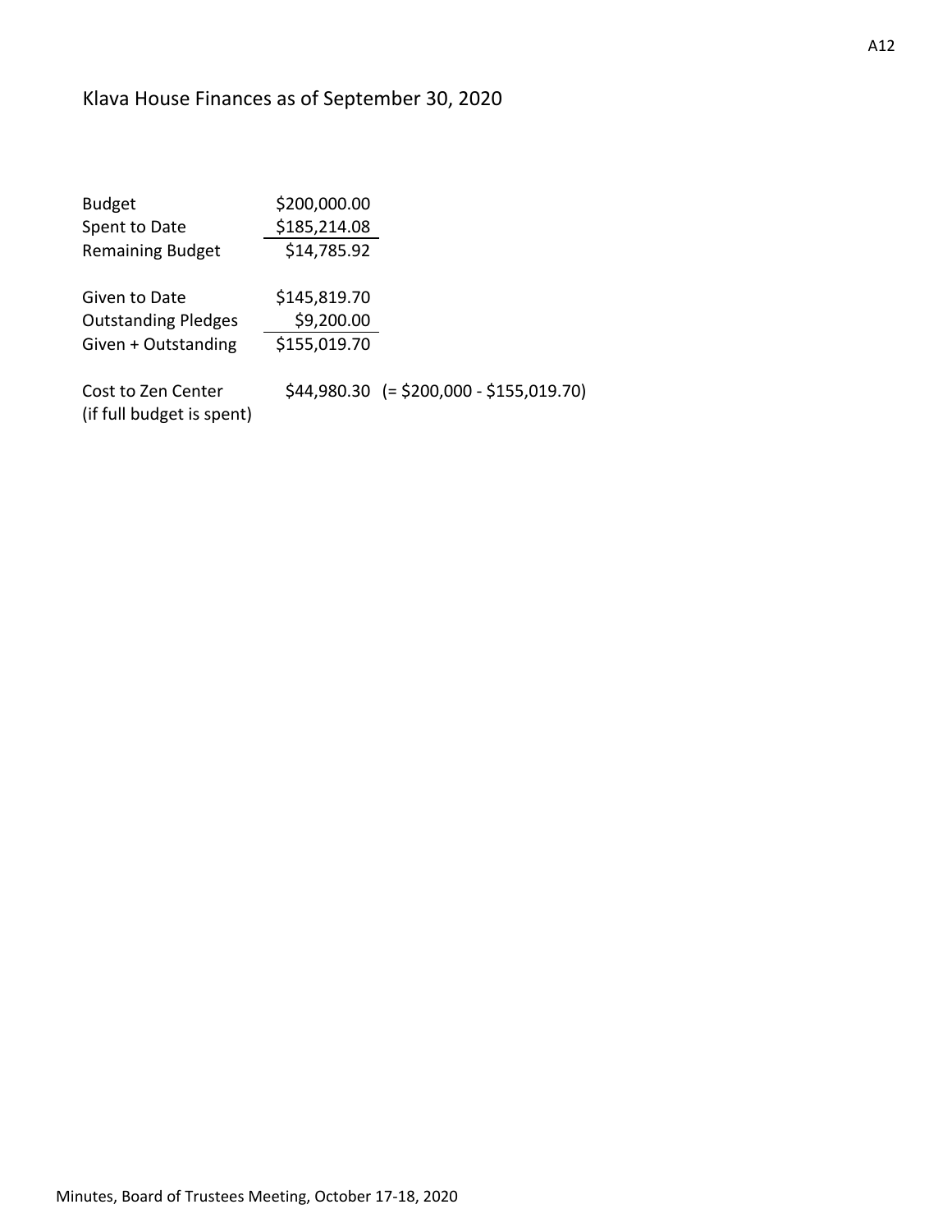# Klava House Finances as of September 30, 2020

| | | |
|---|---|---|
| Budget | \$200,000.00 | |
| Spent to Date | \$185,214.08 | |
| Remaining Budget | \$14,785.92 | |
| | | |
| Given to Date | \$145,819.70 | |
| Outstanding Pledges | \$9,200.00 | |
| Given + Outstanding | \$155,019.70 | |
| | | |
| Cost to Zen Center (if full budget is spent) | \$44,980.30 | (= \$200,000 - \$155,019.70) |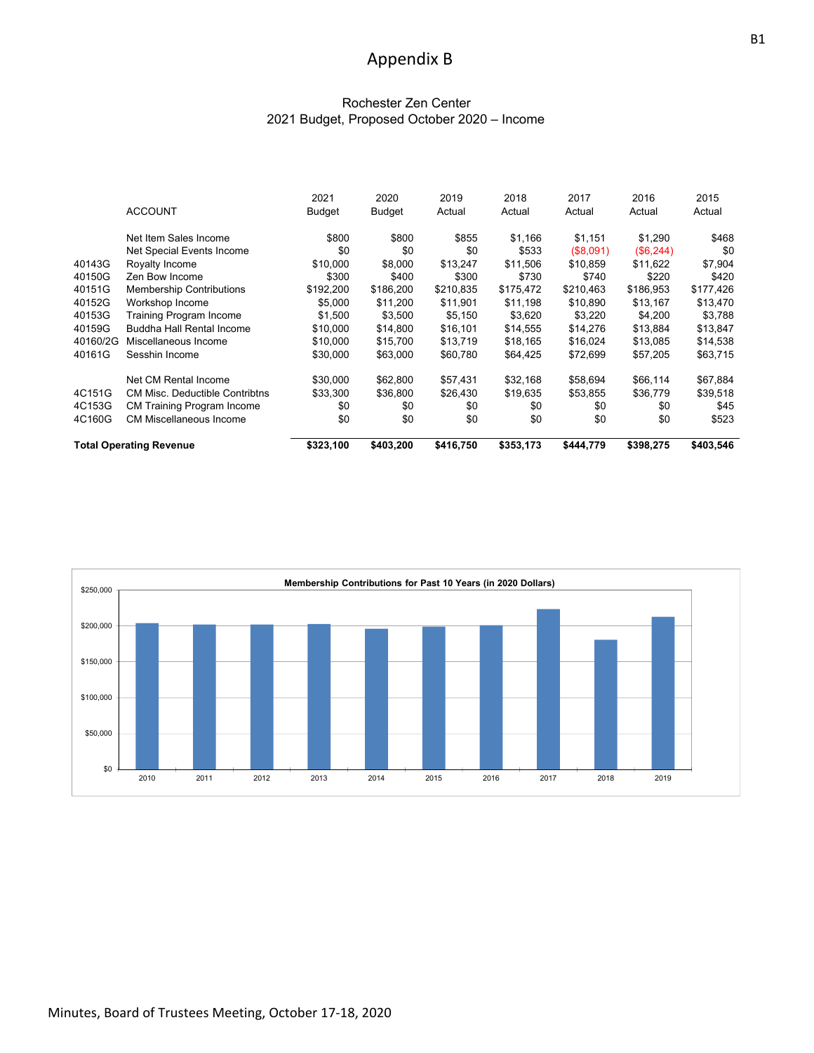# Appendix B

Rochester Zen Center
2021 Budget, Proposed October 2020 – Income

| | ACCOUNT | 2021 Budget | 2020 Budget | 2019 Actual | 2018 Actual | 2017 Actual | 2016 Actual | 2015 Actual |
|---|---|---|---|---|---|---|---|---|
| | Net Item Sales Income | $800 | $800 | $855 | $1,166 | $1,151 | $1,290 | $468 |
| | Net Special Events Income | $0 | $0 | $0 | $533 | ($8,091) | ($6,244) | $0 |
| 40143G | Royalty Income | $10,000 | $8,000 | $13,247 | $11,506 | $10,859 | $11,622 | $7,904 |
| 40150G | Zen Bow Income | $300 | $400 | $300 | $730 | $740 | $220 | $420 |
| 40151G | Membership Contributions | $192,200 | $186,200 | $210,835 | $175,472 | $210,463 | $186,953 | $177,426 |
| 40152G | Workshop Income | $5,000 | $11,200 | $11,901 | $11,198 | $10,890 | $13,167 | $13,470 |
| 40153G | Training Program Income | $1,500 | $3,500 | $5,150 | $3,620 | $3,220 | $4,200 | $3,788 |
| 40159G | Buddha Hall Rental Income | $10,000 | $14,800 | $16,101 | $14,555 | $14,276 | $13,884 | $13,847 |
| 40160/2G | Miscellaneous Income | $10,000 | $15,700 | $13,719 | $18,165 | $16,024 | $13,085 | $14,538 |
| 40161G | Sesshin Income | $30,000 | $63,000 | $60,780 | $64,425 | $72,699 | $57,205 | $63,715 |
| | Net CM Rental Income | $30,000 | $62,800 | $57,431 | $32,168 | $58,694 | $66,114 | $67,884 |
| 4C151G | CM Misc. Deductible Contribtns | $33,300 | $36,800 | $26,430 | $19,635 | $53,855 | $36,779 | $39,518 |
| 4C153G | CM Training Program Income | $0 | $0 | $0 | $0 | $0 | $0 | $45 |
| 4C160G | CM Miscellaneous Income | $0 | $0 | $0 | $0 | $0 | $0 | $523 |
| **Total Operating Revenue** | | **$323,100** | **$403,200** | **$416,750** | **$353,173** | **$444,779** | **$398,275** | **$403,546** |

**Membership Contributions for Past 10 Years (in 2020 Dollars)**

| Year | Approx. Contributions |
|---|---|
| 2010 | ~$203,000 |
| 2011 | ~$201,000 |
| 2012 | ~$201,000 |
| 2013 | ~$202,000 |
| 2014 | ~$195,000 |
| 2015 | ~$198,000 |
| 2016 | ~$200,000 |
| 2017 | ~$222,000 |
| 2018 | ~$180,000 |
| 2019 | ~$212,000 |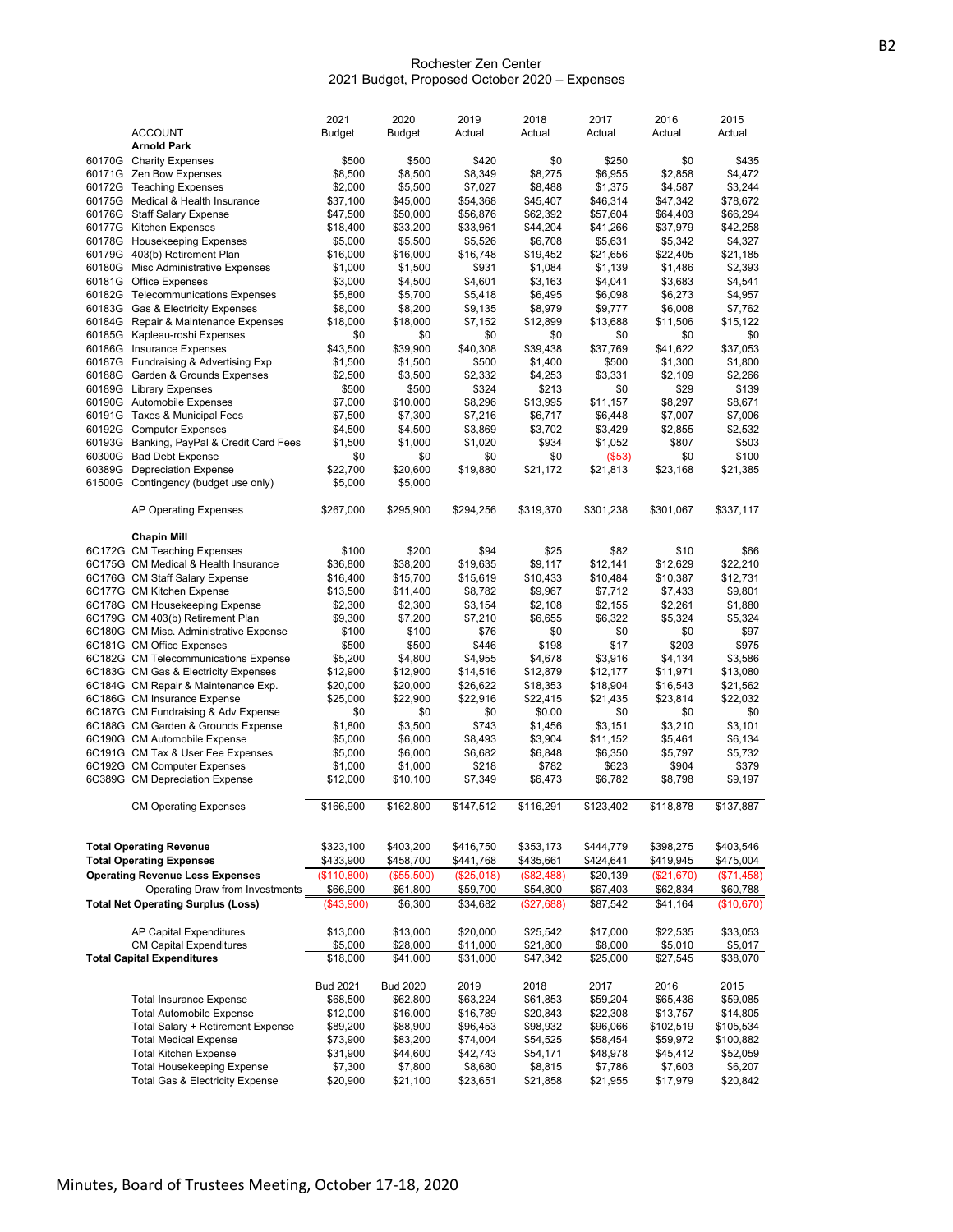# Rochester Zen Center
## 2021 Budget, Proposed October 2020 – Expenses

| | ACCOUNT | 2021 Budget | 2020 Budget | 2019 Actual | 2018 Actual | 2017 Actual | 2016 Actual | 2015 Actual |
|---|---|---|---|---|---|---|---|---|
| | **Arnold Park** | | | | | | | |
| 60170G | Charity Expenses | $500 | $500 | $420 | $0 | $250 | $0 | $435 |
| 60171G | Zen Bow Expenses | $8,500 | $8,500 | $8,349 | $8,275 | $6,955 | $2,858 | $4,472 |
| 60172G | Teaching Expenses | $2,000 | $5,500 | $7,027 | $8,488 | $1,375 | $4,587 | $3,244 |
| 60175G | Medical & Health Insurance | $37,100 | $45,000 | $54,368 | $45,407 | $46,314 | $47,342 | $78,672 |
| 60176G | Staff Salary Expense | $47,500 | $50,000 | $56,876 | $62,392 | $57,604 | $64,403 | $66,294 |
| 60177G | Kitchen Expenses | $18,400 | $33,200 | $33,961 | $44,204 | $41,266 | $37,979 | $42,258 |
| 60178G | Housekeeping Expenses | $5,000 | $5,500 | $5,526 | $6,708 | $5,631 | $5,342 | $4,327 |
| 60179G | 403(b) Retirement Plan | $16,000 | $16,000 | $16,748 | $19,452 | $21,656 | $22,405 | $21,185 |
| 60180G | Misc Administrative Expenses | $1,000 | $1,500 | $931 | $1,084 | $1,139 | $1,486 | $2,393 |
| 60181G | Office Expenses | $3,000 | $4,500 | $4,601 | $3,163 | $4,041 | $3,683 | $4,541 |
| 60182G | Telecommunications Expenses | $5,800 | $5,700 | $5,418 | $6,495 | $6,098 | $6,273 | $4,957 |
| 60183G | Gas & Electricity Expenses | $8,000 | $8,200 | $9,135 | $8,979 | $9,777 | $6,008 | $7,762 |
| 60184G | Repair & Maintenance Expenses | $18,000 | $18,000 | $7,152 | $12,899 | $13,688 | $11,506 | $15,122 |
| 60185G | Kapleau-roshi Expenses | $0 | $0 | $0 | $0 | $0 | $0 | $0 |
| 60186G | Insurance Expenses | $43,500 | $39,900 | $40,308 | $39,438 | $37,769 | $41,622 | $37,053 |
| 60187G | Fundraising & Advertising Exp | $1,500 | $1,500 | $500 | $1,400 | $500 | $1,300 | $1,800 |
| 60188G | Garden & Grounds Expenses | $2,500 | $3,500 | $2,332 | $4,253 | $3,331 | $2,109 | $2,266 |
| 60189G | Library Expenses | $500 | $500 | $324 | $213 | $0 | $29 | $139 |
| 60190G | Automobile Expenses | $7,000 | $10,000 | $8,296 | $13,995 | $11,157 | $8,297 | $8,671 |
| 60191G | Taxes & Municipal Fees | $7,500 | $7,300 | $7,216 | $6,717 | $6,448 | $7,007 | $7,006 |
| 60192G | Computer Expenses | $4,500 | $4,500 | $3,869 | $3,702 | $3,429 | $2,855 | $2,532 |
| 60193G | Banking, PayPal & Credit Card Fees | $1,500 | $1,000 | $1,020 | $934 | $1,052 | $807 | $503 |
| 60300G | Bad Debt Expense | $0 | $0 | $0 | $0 | ($53) | $0 | $100 |
| 60389G | Depreciation Expense | $22,700 | $20,600 | $19,880 | $21,172 | $21,813 | $23,168 | $21,385 |
| 61500G | Contingency (budget use only) | $5,000 | $5,000 | | | | | |
| | AP Operating Expenses | $267,000 | $295,900 | $294,256 | $319,370 | $301,238 | $301,067 | $337,117 |
| | **Chapin Mill** | | | | | | | |
| 6C172G | CM Teaching Expenses | $100 | $200 | $94 | $25 | $82 | $10 | $66 |
| 6C175G | CM Medical & Health Insurance | $36,800 | $38,200 | $19,635 | $9,117 | $12,141 | $12,629 | $22,210 |
| 6C176G | CM Staff Salary Expense | $16,400 | $15,700 | $15,619 | $10,433 | $10,484 | $10,387 | $12,731 |
| 6C177G | CM Kitchen Expense | $13,500 | $11,400 | $8,782 | $9,967 | $7,712 | $7,433 | $9,801 |
| 6C178G | CM Housekeeping Expense | $2,300 | $2,300 | $3,154 | $2,108 | $2,155 | $2,261 | $1,880 |
| 6C179G | CM 403(b) Retirement Plan | $9,300 | $7,200 | $7,210 | $6,655 | $6,322 | $5,324 | $5,324 |
| 6C180G | CM Misc. Administrative Expense | $100 | $100 | $76 | $0 | $0 | $0 | $97 |
| 6C181G | CM Office Expenses | $500 | $500 | $446 | $198 | $17 | $203 | $975 |
| 6C182G | CM Telecommunications Expense | $5,200 | $4,800 | $4,955 | $4,678 | $3,916 | $4,134 | $3,586 |
| 6C183G | CM Gas & Electricity Expenses | $12,900 | $12,900 | $14,516 | $12,879 | $12,177 | $11,971 | $13,080 |
| 6C184G | CM Repair & Maintenance Exp. | $20,000 | $20,000 | $26,622 | $18,353 | $18,904 | $16,543 | $21,562 |
| 6C186G | CM Insurance Expense | $25,000 | $22,900 | $22,916 | $22,415 | $21,435 | $23,814 | $22,032 |
| 6C187G | CM Fundraising & Adv Expense | $0 | $0 | $0 | $0.00 | $0 | $0 | $0 |
| 6C188G | CM Garden & Grounds Expense | $1,800 | $3,500 | $743 | $1,456 | $3,151 | $3,210 | $3,101 |
| 6C190G | CM Automobile Expense | $5,000 | $6,000 | $8,493 | $3,904 | $11,152 | $5,461 | $6,134 |
| 6C191G | CM Tax & User Fee Expenses | $5,000 | $6,000 | $6,682 | $6,848 | $6,350 | $5,797 | $5,732 |
| 6C192G | CM Computer Expenses | $1,000 | $1,000 | $218 | $782 | $623 | $904 | $379 |
| 6C389G | CM Depreciation Expense | $12,000 | $10,100 | $7,349 | $6,473 | $6,782 | $8,798 | $9,197 |
| | CM Operating Expenses | $166,900 | $162,800 | $147,512 | $116,291 | $123,402 | $118,878 | $137,887 |
| | **Total Operating Revenue** | $323,100 | $403,200 | $416,750 | $353,173 | $444,779 | $398,275 | $403,546 |
| | **Total Operating Expenses** | $433,900 | $458,700 | $441,768 | $435,661 | $424,641 | $419,945 | $475,004 |
| | **Operating Revenue Less Expenses** | ($110,800) | ($55,500) | ($25,018) | ($82,488) | $20,139 | ($21,670) | ($71,458) |
| | Operating Draw from Investments | $66,900 | $61,800 | $59,700 | $54,800 | $67,403 | $62,834 | $60,788 |
| | **Total Net Operating Surplus (Loss)** | ($43,900) | $6,300 | $34,682 | ($27,688) | $87,542 | $41,164 | ($10,670) |
| | AP Capital Expenditures | $13,000 | $13,000 | $20,000 | $25,542 | $17,000 | $22,535 | $33,053 |
| | CM Capital Expenditures | $5,000 | $28,000 | $11,000 | $21,800 | $8,000 | $5,010 | $5,017 |
| | **Total Capital Expenditures** | $18,000 | $41,000 | $31,000 | $47,342 | $25,000 | $27,545 | $38,070 |

| | Bud 2021 | Bud 2020 | 2019 | 2018 | 2017 | 2016 | 2015 |
|---|---|---|---|---|---|---|---|
| Total Insurance Expense | $68,500 | $62,800 | $63,224 | $61,853 | $59,204 | $65,436 | $59,085 |
| Total Automobile Expense | $12,000 | $16,000 | $16,789 | $20,843 | $22,308 | $13,757 | $14,805 |
| Total Salary + Retirement Expense | $89,200 | $88,900 | $96,453 | $98,932 | $96,066 | $102,519 | $105,534 |
| Total Medical Expense | $73,900 | $83,200 | $74,004 | $54,525 | $58,454 | $59,972 | $100,882 |
| Total Kitchen Expense | $31,900 | $44,600 | $42,743 | $54,171 | $48,978 | $45,412 | $52,059 |
| Total Housekeeping Expense | $7,300 | $7,800 | $8,680 | $8,815 | $7,786 | $7,603 | $6,207 |
| Total Gas & Electricity Expense | $20,900 | $21,100 | $23,651 | $21,858 | $21,955 | $17,979 | $20,842 |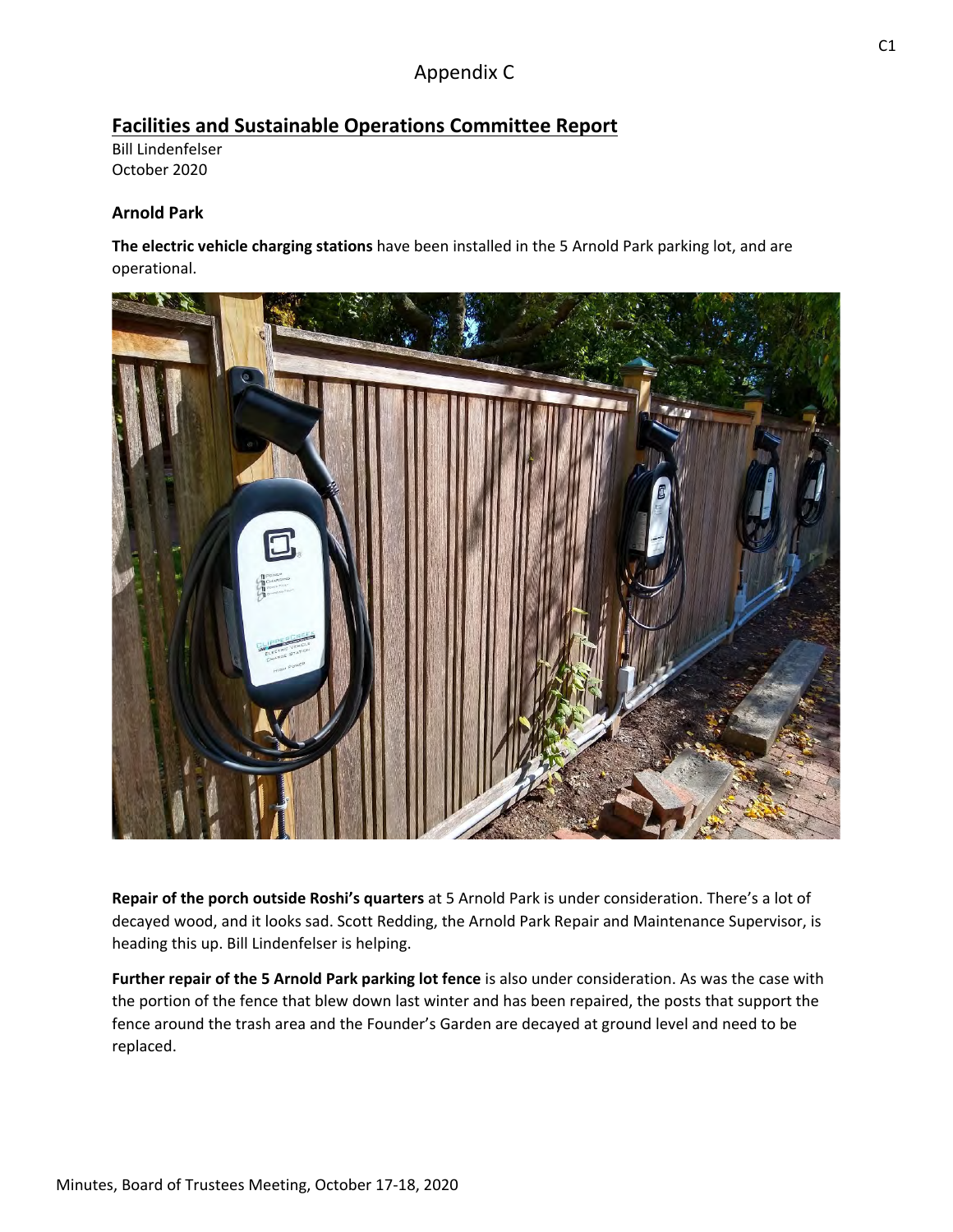# Appendix C

## Facilities and Sustainable Operations Committee Report

Bill Lindenfelser
October 2020

### Arnold Park

**The electric vehicle charging stations** have been installed in the 5 Arnold Park parking lot, and are operational.

**Repair of the porch outside Roshi's quarters** at 5 Arnold Park is under consideration. There's a lot of decayed wood, and it looks sad. Scott Redding, the Arnold Park Repair and Maintenance Supervisor, is heading this up. Bill Lindenfelser is helping.

**Further repair of the 5 Arnold Park parking lot fence** is also under consideration. As was the case with the portion of the fence that blew down last winter and has been repaired, the posts that support the fence around the trash area and the Founder's Garden are decayed at ground level and need to be replaced.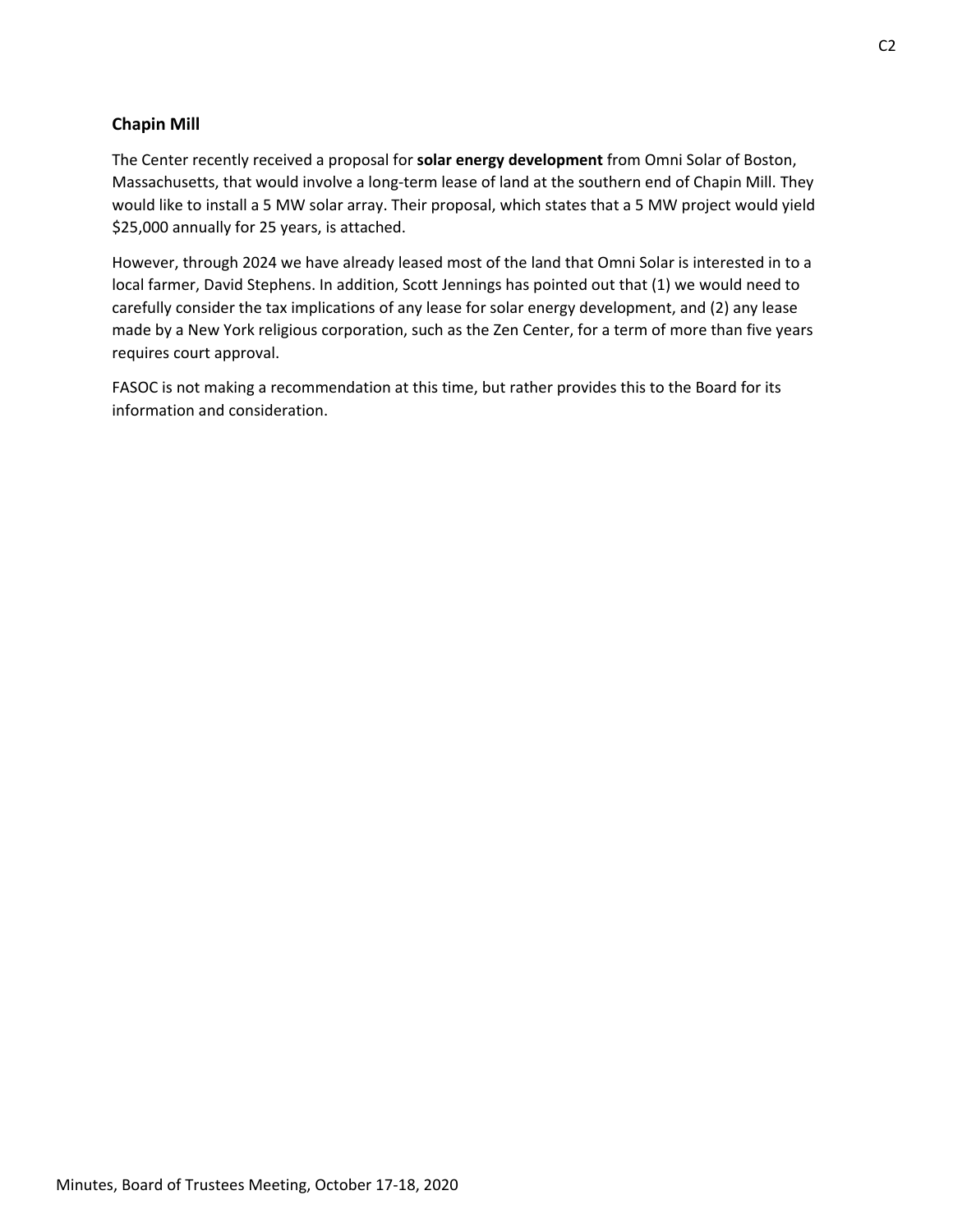### Chapin Mill

The Center recently received a proposal for **solar energy development** from Omni Solar of Boston, Massachusetts, that would involve a long-term lease of land at the southern end of Chapin Mill. They would like to install a 5 MW solar array. Their proposal, which states that a 5 MW project would yield $25,000 annually for 25 years, is attached.

However, through 2024 we have already leased most of the land that Omni Solar is interested in to a local farmer, David Stephens. In addition, Scott Jennings has pointed out that (1) we would need to carefully consider the tax implications of any lease for solar energy development, and (2) any lease made by a New York religious corporation, such as the Zen Center, for a term of more than five years requires court approval.

FASOC is not making a recommendation at this time, but rather provides this to the Board for its information and consideration.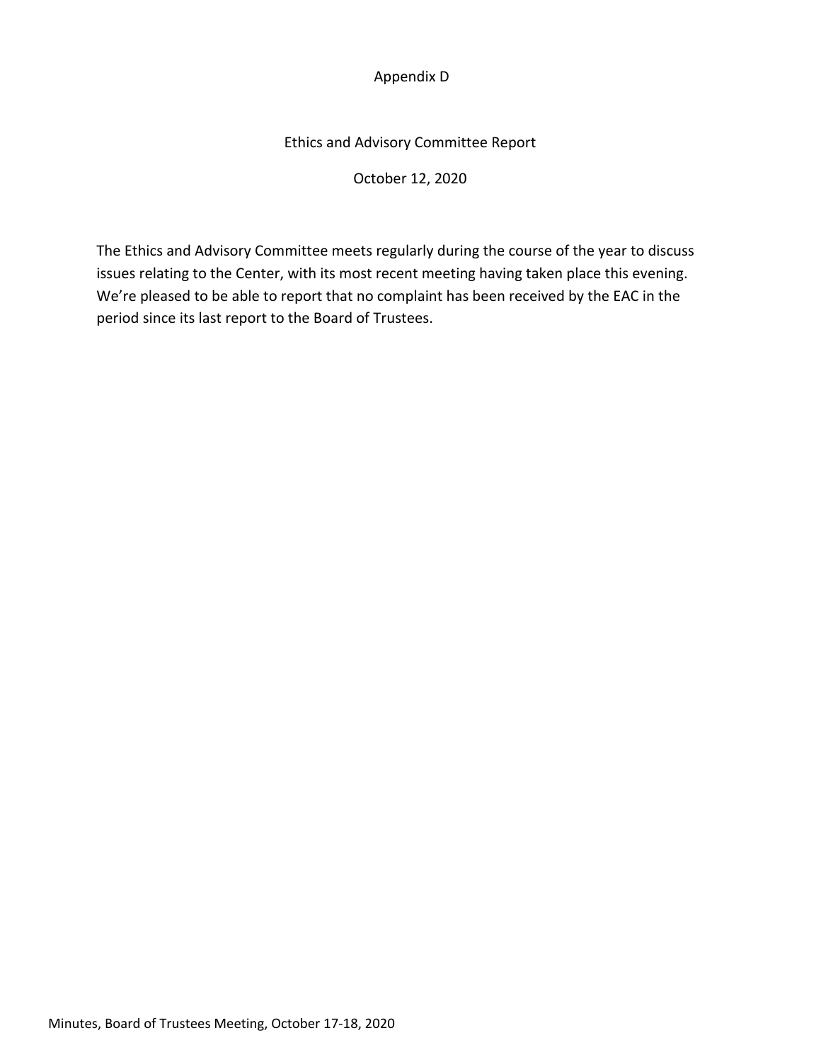# Appendix D

## Ethics and Advisory Committee Report

October 12, 2020

The Ethics and Advisory Committee meets regularly during the course of the year to discuss issues relating to the Center, with its most recent meeting having taken place this evening. We're pleased to be able to report that no complaint has been received by the EAC in the period since its last report to the Board of Trustees.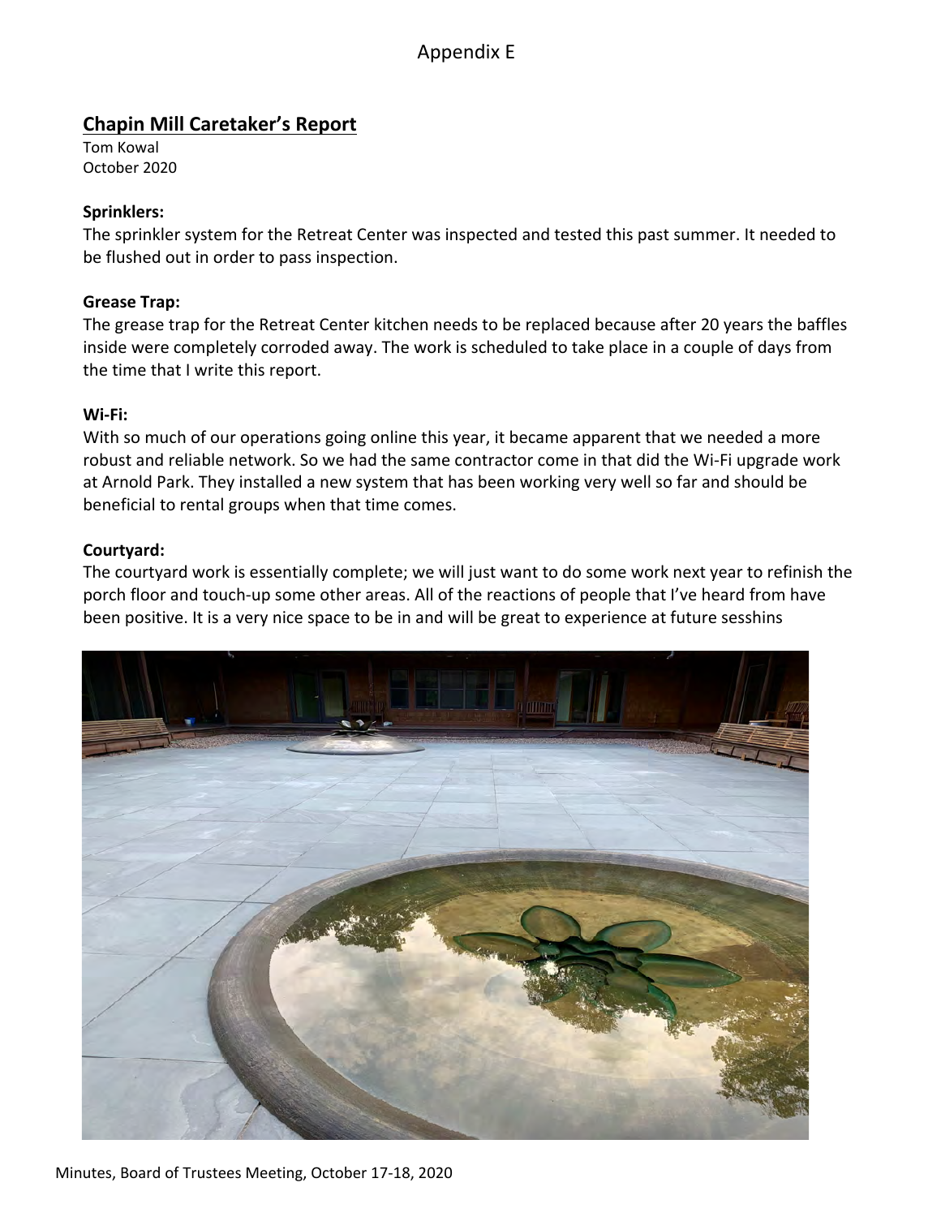Appendix E

## Chapin Mill Caretaker's Report

Tom Kowal
October 2020

**Sprinklers:**
The sprinkler system for the Retreat Center was inspected and tested this past summer. It needed to be flushed out in order to pass inspection.

**Grease Trap:**
The grease trap for the Retreat Center kitchen needs to be replaced because after 20 years the baffles inside were completely corroded away. The work is scheduled to take place in a couple of days from the time that I write this report.

**Wi-Fi:**
With so much of our operations going online this year, it became apparent that we needed a more robust and reliable network. So we had the same contractor come in that did the Wi-Fi upgrade work at Arnold Park. They installed a new system that has been working very well so far and should be beneficial to rental groups when that time comes.

**Courtyard:**
The courtyard work is essentially complete; we will just want to do some work next year to refinish the porch floor and touch-up some other areas. All of the reactions of people that I've heard from have been positive. It is a very nice space to be in and will be great to experience at future sesshins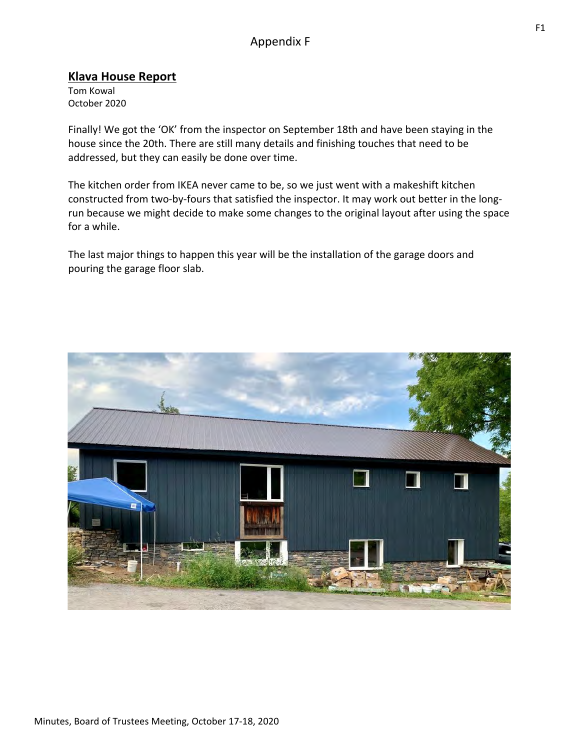# Appendix F

## Klava House Report

Tom Kowal
October 2020

Finally! We got the 'OK' from the inspector on September 18th and have been staying in the house since the 20th. There are still many details and finishing touches that need to be addressed, but they can easily be done over time.

The kitchen order from IKEA never came to be, so we just went with a makeshift kitchen constructed from two-by-fours that satisfied the inspector. It may work out better in the long-run because we might decide to make some changes to the original layout after using the space for a while.

The last major things to happen this year will be the installation of the garage doors and pouring the garage floor slab.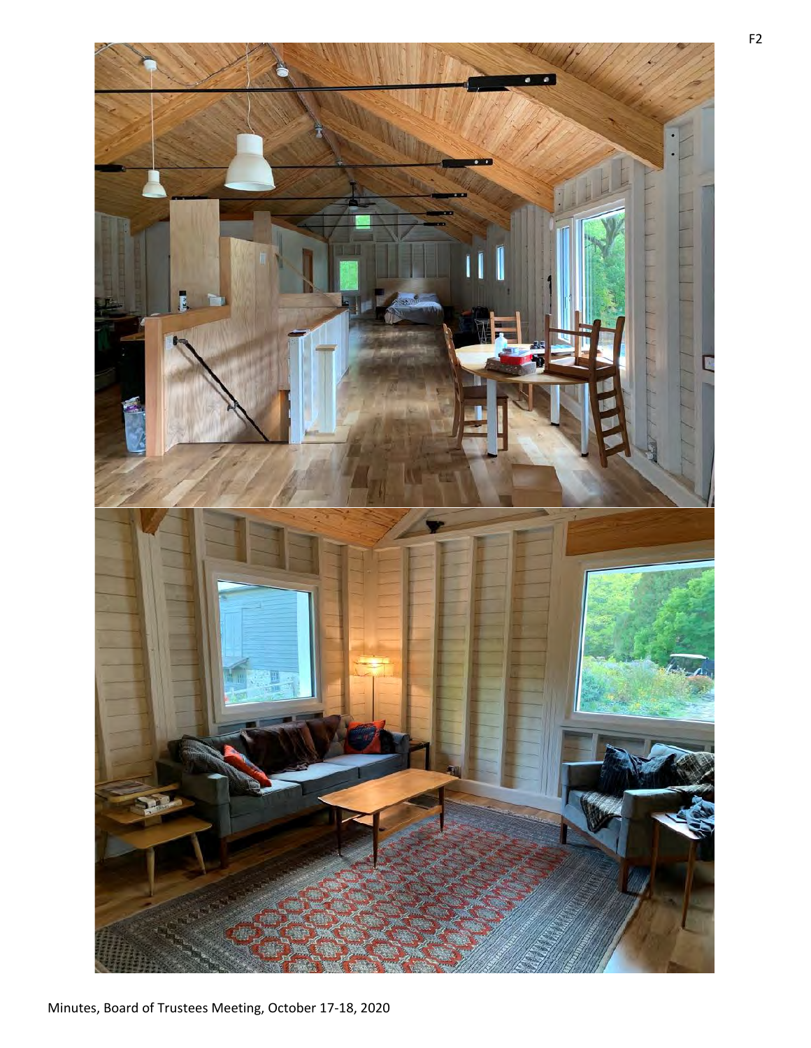F2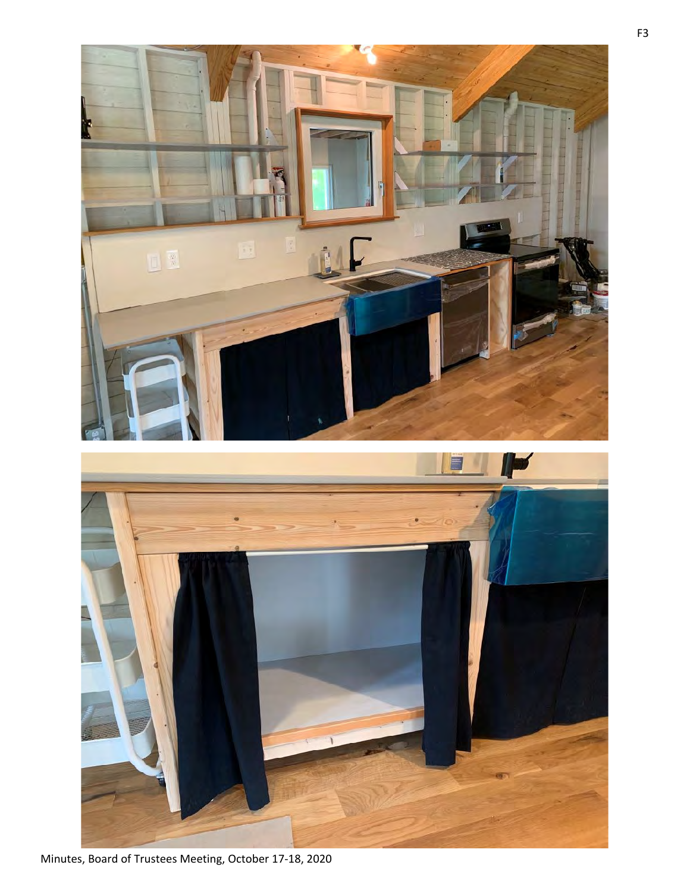F3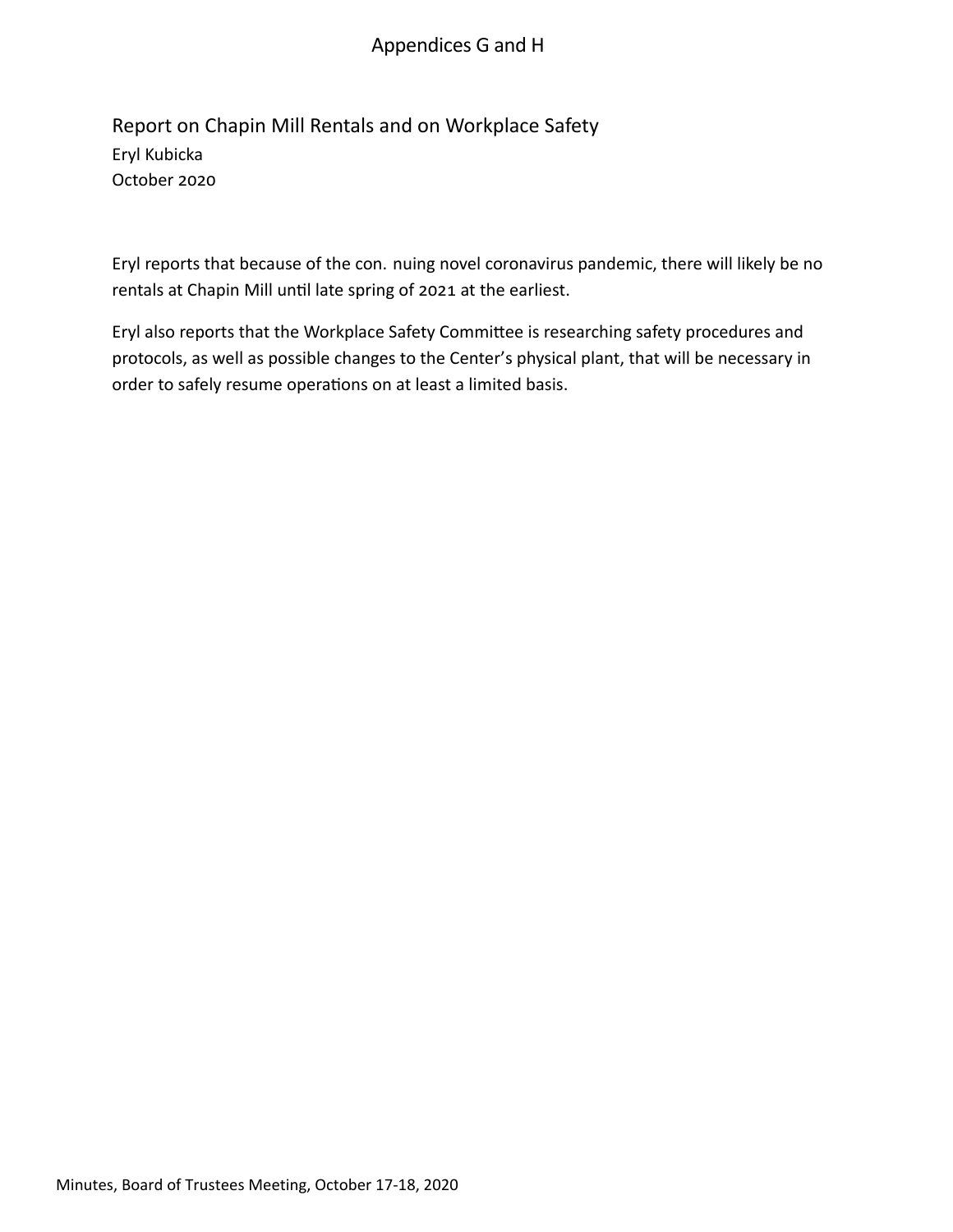# Appendices G and H

## Report on Chapin Mill Rentals and on Workplace Safety

Eryl Kubicka
October 2020

Eryl reports that because of the con. nuing novel coronavirus pandemic, there will likely be no rentals at Chapin Mill until late spring of 2021 at the earliest.

Eryl also reports that the Workplace Safety Committee is researching safety procedures and protocols, as well as possible changes to the Center's physical plant, that will be necessary in order to safely resume operations on at least a limited basis.